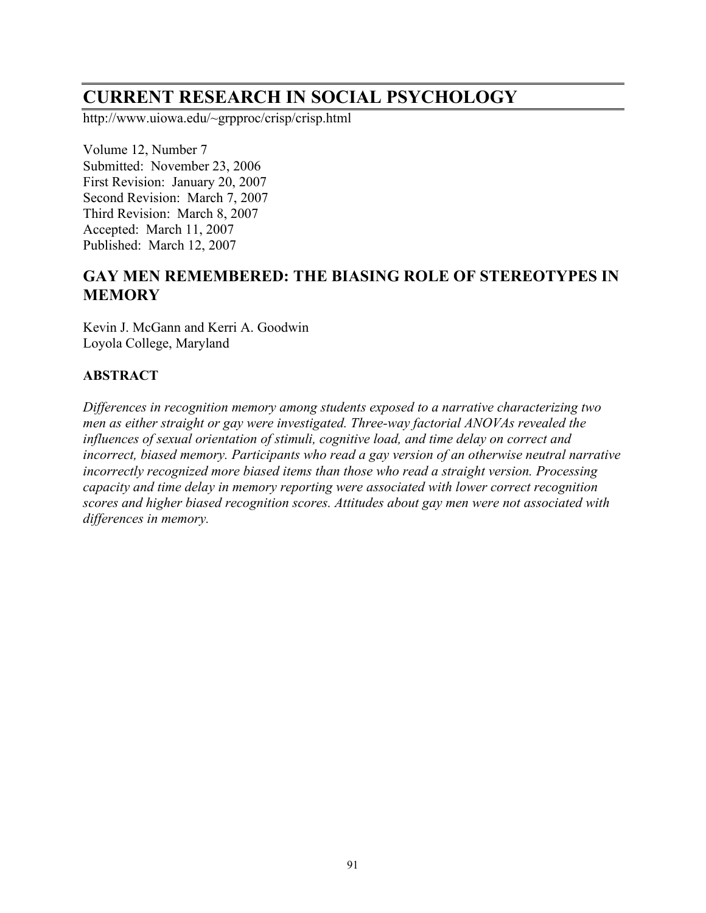# CURRENT RESEARCH IN SOCIAL PSYCHOLOGY

http://www.uiowa.edu/~grpproc/crisp/crisp.html

Volume 12, Number 7
Submitted: November 23, 2006
First Revision: January 20, 2007
Second Revision: March 7, 2007
Third Revision: March 8, 2007
Accepted: March 11, 2007
Published: March 12, 2007

## GAY MEN REMEMBERED: THE BIASING ROLE OF STEREOTYPES IN MEMORY

Kevin J. McGann and Kerri A. Goodwin
Loyola College, Maryland

### ABSTRACT

*Differences in recognition memory among students exposed to a narrative characterizing two men as either straight or gay were investigated. Three-way factorial ANOVAs revealed the influences of sexual orientation of stimuli, cognitive load, and time delay on correct and incorrect, biased memory. Participants who read a gay version of an otherwise neutral narrative incorrectly recognized more biased items than those who read a straight version. Processing capacity and time delay in memory reporting were associated with lower correct recognition scores and higher biased recognition scores. Attitudes about gay men were not associated with differences in memory.*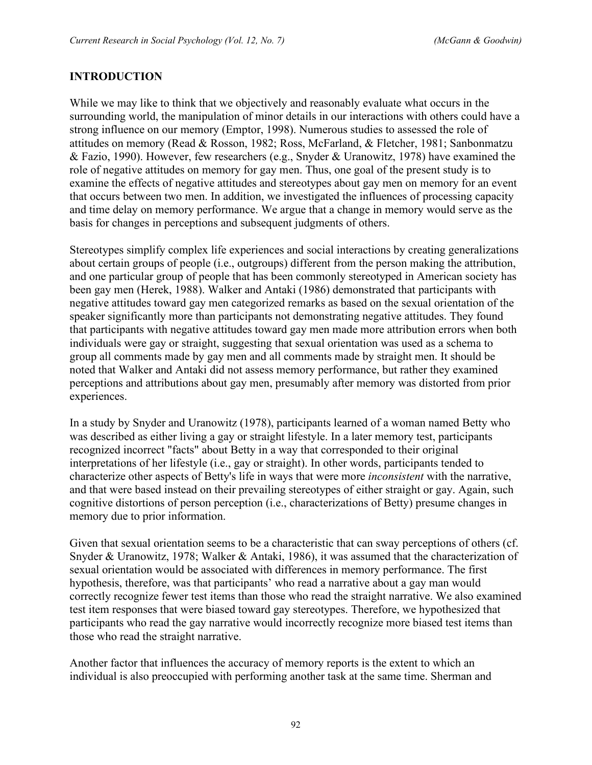## INTRODUCTION

While we may like to think that we objectively and reasonably evaluate what occurs in the surrounding world, the manipulation of minor details in our interactions with others could have a strong influence on our memory (Emptor, 1998). Numerous studies to assessed the role of attitudes on memory (Read & Rosson, 1982; Ross, McFarland, & Fletcher, 1981; Sanbonmatzu & Fazio, 1990). However, few researchers (e.g., Snyder & Uranowitz, 1978) have examined the role of negative attitudes on memory for gay men. Thus, one goal of the present study is to examine the effects of negative attitudes and stereotypes about gay men on memory for an event that occurs between two men. In addition, we investigated the influences of processing capacity and time delay on memory performance. We argue that a change in memory would serve as the basis for changes in perceptions and subsequent judgments of others.

Stereotypes simplify complex life experiences and social interactions by creating generalizations about certain groups of people (i.e., outgroups) different from the person making the attribution, and one particular group of people that has been commonly stereotyped in American society has been gay men (Herek, 1988). Walker and Antaki (1986) demonstrated that participants with negative attitudes toward gay men categorized remarks as based on the sexual orientation of the speaker significantly more than participants not demonstrating negative attitudes. They found that participants with negative attitudes toward gay men made more attribution errors when both individuals were gay or straight, suggesting that sexual orientation was used as a schema to group all comments made by gay men and all comments made by straight men. It should be noted that Walker and Antaki did not assess memory performance, but rather they examined perceptions and attributions about gay men, presumably after memory was distorted from prior experiences.

In a study by Snyder and Uranowitz (1978), participants learned of a woman named Betty who was described as either living a gay or straight lifestyle. In a later memory test, participants recognized incorrect "facts" about Betty in a way that corresponded to their original interpretations of her lifestyle (i.e., gay or straight). In other words, participants tended to characterize other aspects of Betty's life in ways that were more *inconsistent* with the narrative, and that were based instead on their prevailing stereotypes of either straight or gay. Again, such cognitive distortions of person perception (i.e., characterizations of Betty) presume changes in memory due to prior information.

Given that sexual orientation seems to be a characteristic that can sway perceptions of others (cf. Snyder & Uranowitz, 1978; Walker & Antaki, 1986), it was assumed that the characterization of sexual orientation would be associated with differences in memory performance. The first hypothesis, therefore, was that participants' who read a narrative about a gay man would correctly recognize fewer test items than those who read the straight narrative. We also examined test item responses that were biased toward gay stereotypes. Therefore, we hypothesized that participants who read the gay narrative would incorrectly recognize more biased test items than those who read the straight narrative.

Another factor that influences the accuracy of memory reports is the extent to which an individual is also preoccupied with performing another task at the same time. Sherman and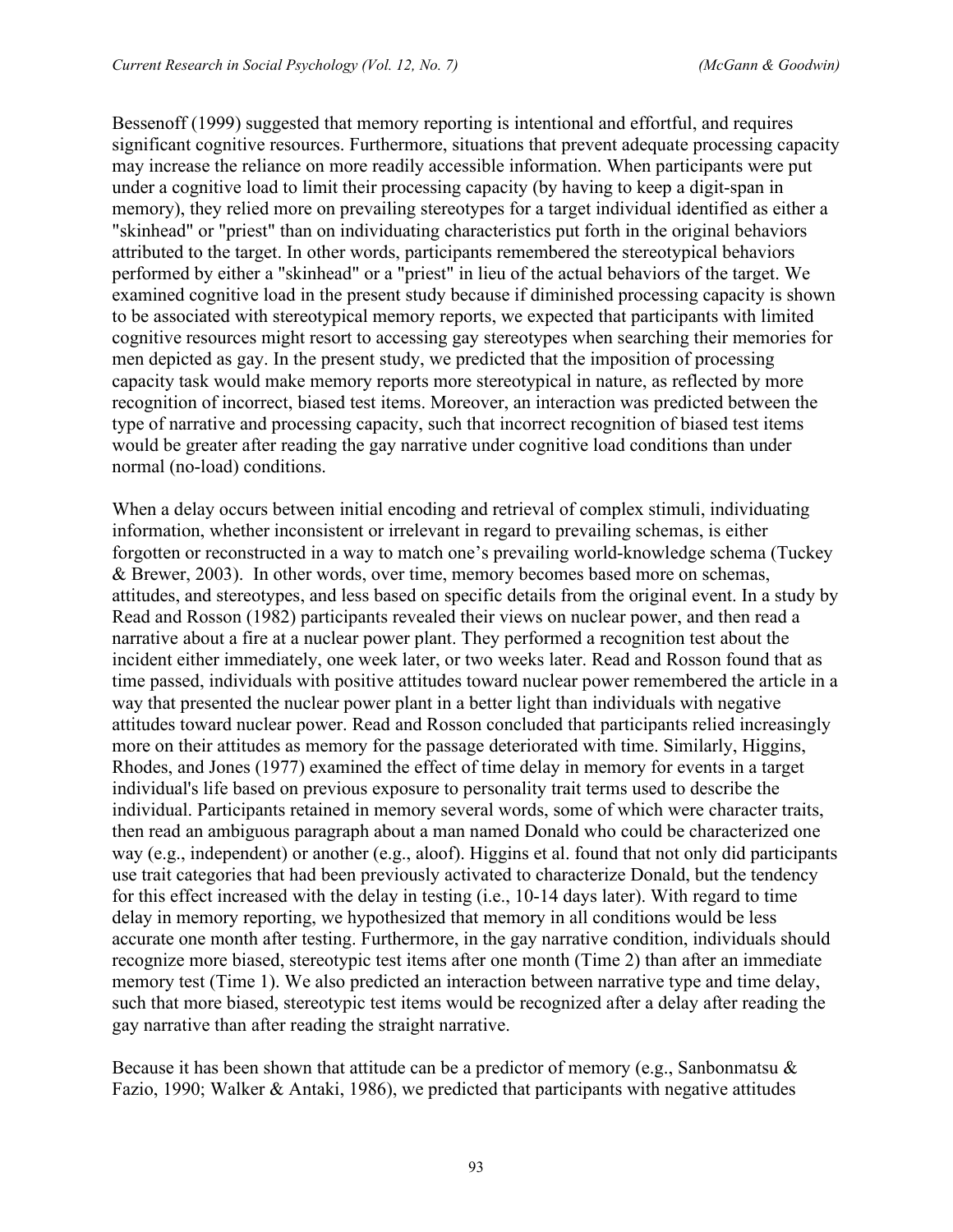Bessenoff (1999) suggested that memory reporting is intentional and effortful, and requires significant cognitive resources. Furthermore, situations that prevent adequate processing capacity may increase the reliance on more readily accessible information. When participants were put under a cognitive load to limit their processing capacity (by having to keep a digit-span in memory), they relied more on prevailing stereotypes for a target individual identified as either a "skinhead" or "priest" than on individuating characteristics put forth in the original behaviors attributed to the target. In other words, participants remembered the stereotypical behaviors performed by either a "skinhead" or a "priest" in lieu of the actual behaviors of the target. We examined cognitive load in the present study because if diminished processing capacity is shown to be associated with stereotypical memory reports, we expected that participants with limited cognitive resources might resort to accessing gay stereotypes when searching their memories for men depicted as gay. In the present study, we predicted that the imposition of processing capacity task would make memory reports more stereotypical in nature, as reflected by more recognition of incorrect, biased test items. Moreover, an interaction was predicted between the type of narrative and processing capacity, such that incorrect recognition of biased test items would be greater after reading the gay narrative under cognitive load conditions than under normal (no-load) conditions.

When a delay occurs between initial encoding and retrieval of complex stimuli, individuating information, whether inconsistent or irrelevant in regard to prevailing schemas, is either forgotten or reconstructed in a way to match one's prevailing world-knowledge schema (Tuckey & Brewer, 2003). In other words, over time, memory becomes based more on schemas, attitudes, and stereotypes, and less based on specific details from the original event. In a study by Read and Rosson (1982) participants revealed their views on nuclear power, and then read a narrative about a fire at a nuclear power plant. They performed a recognition test about the incident either immediately, one week later, or two weeks later. Read and Rosson found that as time passed, individuals with positive attitudes toward nuclear power remembered the article in a way that presented the nuclear power plant in a better light than individuals with negative attitudes toward nuclear power. Read and Rosson concluded that participants relied increasingly more on their attitudes as memory for the passage deteriorated with time. Similarly, Higgins, Rhodes, and Jones (1977) examined the effect of time delay in memory for events in a target individual's life based on previous exposure to personality trait terms used to describe the individual. Participants retained in memory several words, some of which were character traits, then read an ambiguous paragraph about a man named Donald who could be characterized one way (e.g., independent) or another (e.g., aloof). Higgins et al. found that not only did participants use trait categories that had been previously activated to characterize Donald, but the tendency for this effect increased with the delay in testing (i.e., 10-14 days later). With regard to time delay in memory reporting, we hypothesized that memory in all conditions would be less accurate one month after testing. Furthermore, in the gay narrative condition, individuals should recognize more biased, stereotypic test items after one month (Time 2) than after an immediate memory test (Time 1). We also predicted an interaction between narrative type and time delay, such that more biased, stereotypic test items would be recognized after a delay after reading the gay narrative than after reading the straight narrative.

Because it has been shown that attitude can be a predictor of memory (e.g., Sanbonmatsu & Fazio, 1990; Walker & Antaki, 1986), we predicted that participants with negative attitudes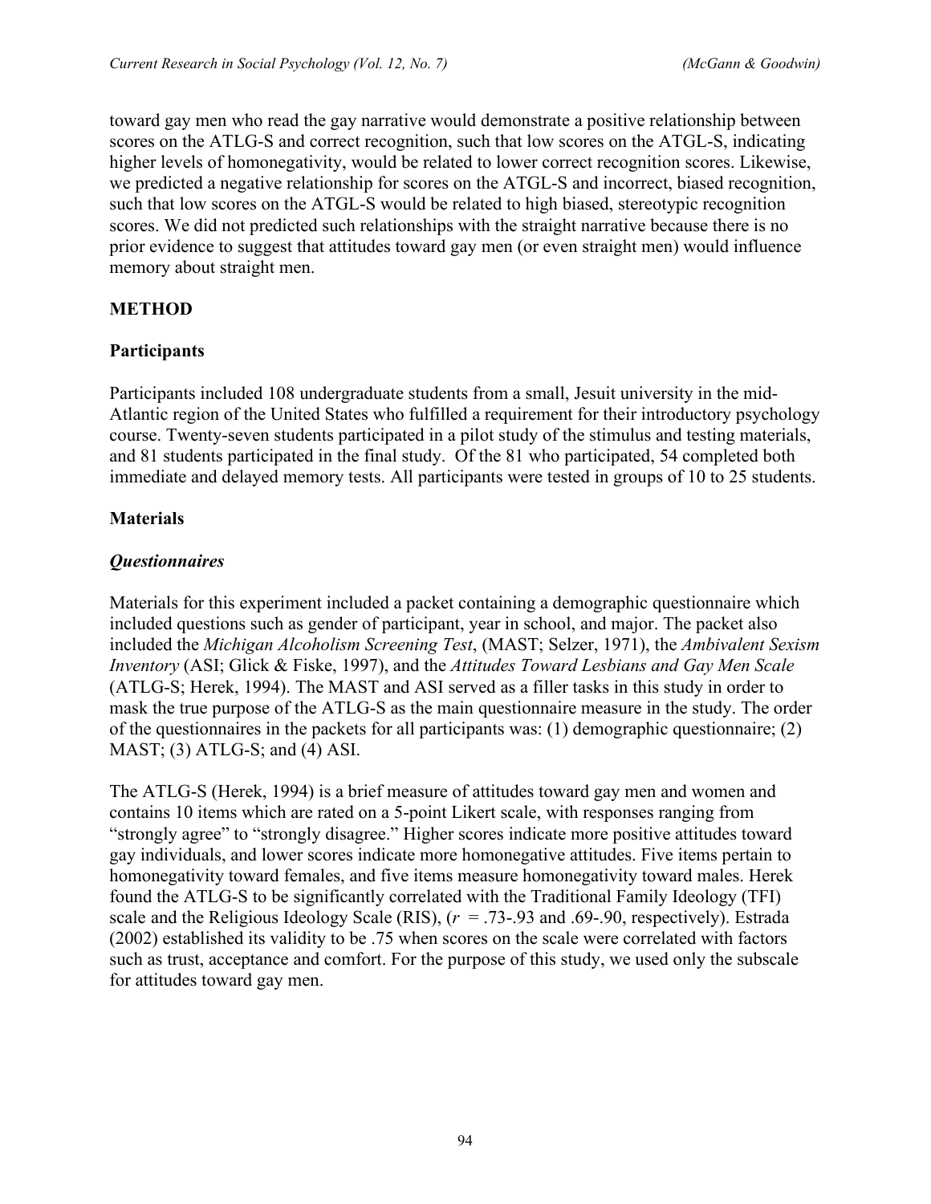toward gay men who read the gay narrative would demonstrate a positive relationship between scores on the ATLG-S and correct recognition, such that low scores on the ATGL-S, indicating higher levels of homonegativity, would be related to lower correct recognition scores. Likewise, we predicted a negative relationship for scores on the ATGL-S and incorrect, biased recognition, such that low scores on the ATGL-S would be related to high biased, stereotypic recognition scores. We did not predicted such relationships with the straight narrative because there is no prior evidence to suggest that attitudes toward gay men (or even straight men) would influence memory about straight men.

## METHOD

### Participants

Participants included 108 undergraduate students from a small, Jesuit university in the mid-Atlantic region of the United States who fulfilled a requirement for their introductory psychology course. Twenty-seven students participated in a pilot study of the stimulus and testing materials, and 81 students participated in the final study. Of the 81 who participated, 54 completed both immediate and delayed memory tests. All participants were tested in groups of 10 to 25 students.

### Materials

#### *Questionnaires*

Materials for this experiment included a packet containing a demographic questionnaire which included questions such as gender of participant, year in school, and major. The packet also included the *Michigan Alcoholism Screening Test*, (MAST; Selzer, 1971), the *Ambivalent Sexism Inventory* (ASI; Glick & Fiske, 1997), and the *Attitudes Toward Lesbians and Gay Men Scale* (ATLG-S; Herek, 1994). The MAST and ASI served as a filler tasks in this study in order to mask the true purpose of the ATLG-S as the main questionnaire measure in the study. The order of the questionnaires in the packets for all participants was: (1) demographic questionnaire; (2) MAST; (3) ATLG-S; and (4) ASI.

The ATLG-S (Herek, 1994) is a brief measure of attitudes toward gay men and women and contains 10 items which are rated on a 5-point Likert scale, with responses ranging from "strongly agree" to "strongly disagree." Higher scores indicate more positive attitudes toward gay individuals, and lower scores indicate more homonegative attitudes. Five items pertain to homonegativity toward females, and five items measure homonegativity toward males. Herek found the ATLG-S to be significantly correlated with the Traditional Family Ideology (TFI) scale and the Religious Ideology Scale (RIS), ($r$ = .73-.93 and .69-.90, respectively). Estrada (2002) established its validity to be .75 when scores on the scale were correlated with factors such as trust, acceptance and comfort. For the purpose of this study, we used only the subscale for attitudes toward gay men.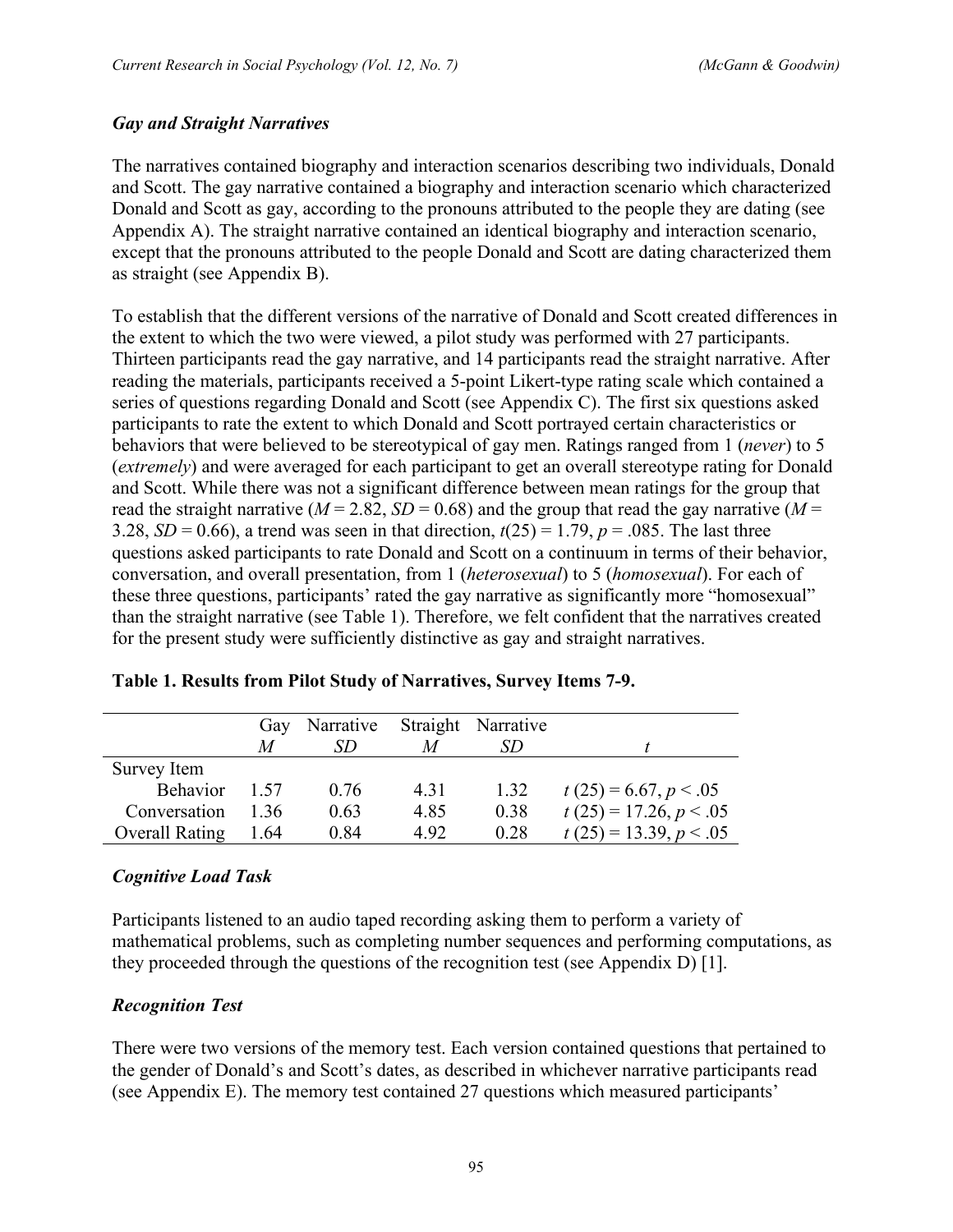### *Gay and Straight Narratives*

The narratives contained biography and interaction scenarios describing two individuals, Donald and Scott. The gay narrative contained a biography and interaction scenario which characterized Donald and Scott as gay, according to the pronouns attributed to the people they are dating (see Appendix A). The straight narrative contained an identical biography and interaction scenario, except that the pronouns attributed to the people Donald and Scott are dating characterized them as straight (see Appendix B).

To establish that the different versions of the narrative of Donald and Scott created differences in the extent to which the two were viewed, a pilot study was performed with 27 participants. Thirteen participants read the gay narrative, and 14 participants read the straight narrative. After reading the materials, participants received a 5-point Likert-type rating scale which contained a series of questions regarding Donald and Scott (see Appendix C). The first six questions asked participants to rate the extent to which Donald and Scott portrayed certain characteristics or behaviors that were believed to be stereotypical of gay men. Ratings ranged from 1 (*never*) to 5 (*extremely*) and were averaged for each participant to get an overall stereotype rating for Donald and Scott. While there was not a significant difference between mean ratings for the group that read the straight narrative ($M = 2.82$, $SD = 0.68$) and the group that read the gay narrative ($M = 3.28$, $SD = 0.66$), a trend was seen in that direction, $t(25) = 1.79$, $p = .085$. The last three questions asked participants to rate Donald and Scott on a continuum in terms of their behavior, conversation, and overall presentation, from 1 (*heterosexual*) to 5 (*homosexual*). For each of these three questions, participants' rated the gay narrative as significantly more "homosexual" than the straight narrative (see Table 1). Therefore, we felt confident that the narratives created for the present study were sufficiently distinctive as gay and straight narratives.

**Table 1. Results from Pilot Study of Narratives, Survey Items 7-9.**

| | Gay Narrative | | Straight Narrative | | |
|---|---|---|---|---|---|
| | *M* | *SD* | *M* | *SD* | *t* |
| Survey Item | | | | | |
| Behavior | 1.57 | 0.76 | 4.31 | 1.32 | $t(25) = 6.67, p < .05$ |
| Conversation | 1.36 | 0.63 | 4.85 | 0.38 | $t(25) = 17.26, p < .05$ |
| Overall Rating | 1.64 | 0.84 | 4.92 | 0.28 | $t(25) = 13.39, p < .05$ |

### *Cognitive Load Task*

Participants listened to an audio taped recording asking them to perform a variety of mathematical problems, such as completing number sequences and performing computations, as they proceeded through the questions of the recognition test (see Appendix D) [1].

### *Recognition Test*

There were two versions of the memory test. Each version contained questions that pertained to the gender of Donald's and Scott's dates, as described in whichever narrative participants read (see Appendix E). The memory test contained 27 questions which measured participants'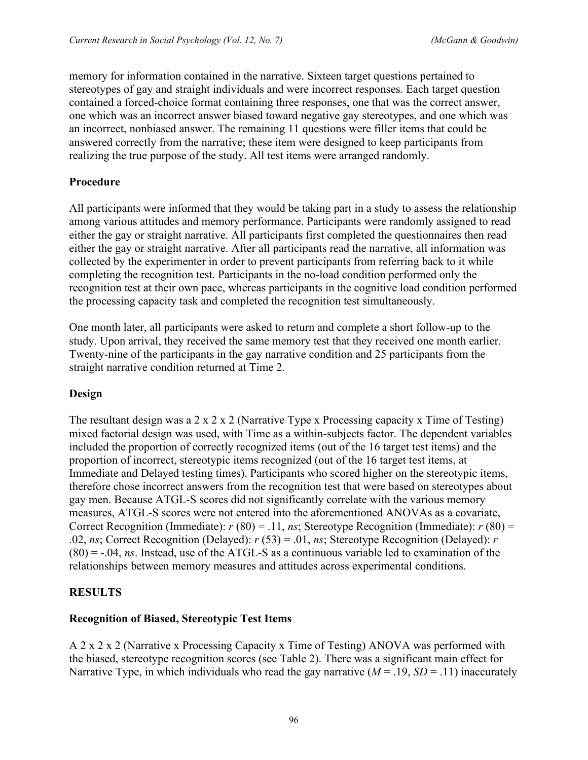memory for information contained in the narrative. Sixteen target questions pertained to stereotypes of gay and straight individuals and were incorrect responses. Each target question contained a forced-choice format containing three responses, one that was the correct answer, one which was an incorrect answer biased toward negative gay stereotypes, and one which was an incorrect, nonbiased answer. The remaining 11 questions were filler items that could be answered correctly from the narrative; these item were designed to keep participants from realizing the true purpose of the study. All test items were arranged randomly.

### Procedure

All participants were informed that they would be taking part in a study to assess the relationship among various attitudes and memory performance. Participants were randomly assigned to read either the gay or straight narrative. All participants first completed the questionnaires then read either the gay or straight narrative. After all participants read the narrative, all information was collected by the experimenter in order to prevent participants from referring back to it while completing the recognition test. Participants in the no-load condition performed only the recognition test at their own pace, whereas participants in the cognitive load condition performed the processing capacity task and completed the recognition test simultaneously.

One month later, all participants were asked to return and complete a short follow-up to the study. Upon arrival, they received the same memory test that they received one month earlier. Twenty-nine of the participants in the gay narrative condition and 25 participants from the straight narrative condition returned at Time 2.

### Design

The resultant design was a 2 x 2 x 2 (Narrative Type x Processing capacity x Time of Testing) mixed factorial design was used, with Time as a within-subjects factor. The dependent variables included the proportion of correctly recognized items (out of the 16 target test items) and the proportion of incorrect, stereotypic items recognized (out of the 16 target test items, at Immediate and Delayed testing times). Participants who scored higher on the stereotypic items, therefore chose incorrect answers from the recognition test that were based on stereotypes about gay men. Because ATGL-S scores did not significantly correlate with the various memory measures, ATGL-S scores were not entered into the aforementioned ANOVAs as a covariate, Correct Recognition (Immediate): $r$ (80) = .11, *ns*; Stereotype Recognition (Immediate): $r$ (80) = .02, *ns*; Correct Recognition (Delayed): $r$ (53) = .01, *ns*; Stereotype Recognition (Delayed): $r$ (80) = -.04, *ns*. Instead, use of the ATGL-S as a continuous variable led to examination of the relationships between memory measures and attitudes across experimental conditions.

## RESULTS

### Recognition of Biased, Stereotypic Test Items

A 2 x 2 x 2 (Narrative x Processing Capacity x Time of Testing) ANOVA was performed with the biased, stereotype recognition scores (see Table 2). There was a significant main effect for Narrative Type, in which individuals who read the gay narrative ($M$ = .19, $SD$ = .11) inaccurately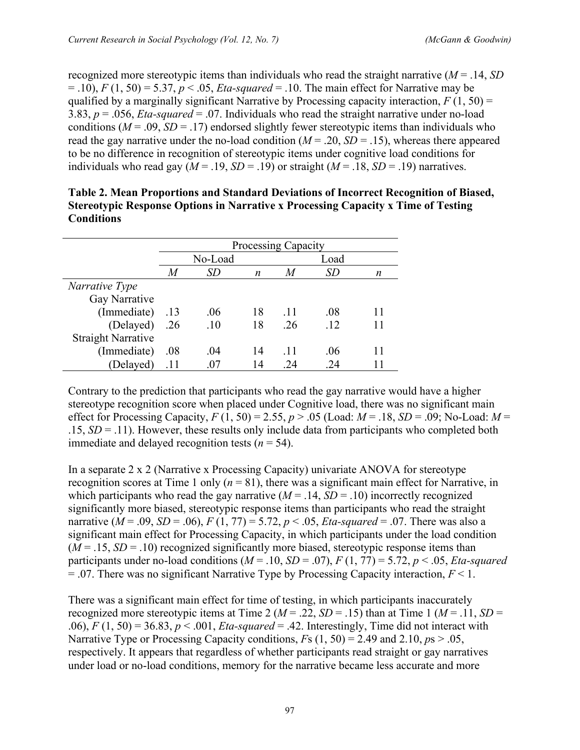recognized more stereotypic items than individuals who read the straight narrative (*M* = .14, *SD* = .10), $F(1, 50) = 5.37$, $p < .05$, *Eta-squared* = .10. The main effect for Narrative may be qualified by a marginally significant Narrative by Processing capacity interaction, $F(1, 50) = 3.83$, $p = .056$, *Eta-squared* = .07. Individuals who read the straight narrative under no-load conditions (*M* = .09, *SD* = .17) endorsed slightly fewer stereotypic items than individuals who read the gay narrative under the no-load condition (*M* = .20, *SD* = .15), whereas there appeared to be no difference in recognition of stereotypic items under cognitive load conditions for individuals who read gay (*M* = .19, *SD* = .19) or straight (*M* = .18, *SD* = .19) narratives.

**Table 2. Mean Proportions and Standard Deviations of Incorrect Recognition of Biased, Stereotypic Response Options in Narrative x Processing Capacity x Time of Testing Conditions**

| | Processing Capacity | | | | | |
|---|---|---|---|---|---|---|
| | No-Load | | | Load | | |
| | *M* | *SD* | *n* | *M* | *SD* | *n* |
| *Narrative Type* | | | | | | |
| Gay Narrative | | | | | | |
| (Immediate) | .13 | .06 | 18 | .11 | .08 | 11 |
| (Delayed) | .26 | .10 | 18 | .26 | .12 | 11 |
| Straight Narrative | | | | | | |
| (Immediate) | .08 | .04 | 14 | .11 | .06 | 11 |
| (Delayed) | .11 | .07 | 14 | .24 | .24 | 11 |

Contrary to the prediction that participants who read the gay narrative would have a higher stereotype recognition score when placed under Cognitive load, there was no significant main effect for Processing Capacity, $F(1, 50) = 2.55$, $p > .05$ (Load: *M* = .18, *SD* = .09; No-Load: *M* = .15, *SD* = .11). However, these results only include data from participants who completed both immediate and delayed recognition tests ($n = 54$).

In a separate 2 x 2 (Narrative x Processing Capacity) univariate ANOVA for stereotype recognition scores at Time 1 only ($n = 81$), there was a significant main effect for Narrative, in which participants who read the gay narrative (*M* = .14, *SD* = .10) incorrectly recognized significantly more biased, stereotypic response items than participants who read the straight narrative (*M* = .09, *SD* = .06), $F(1, 77) = 5.72$, $p < .05$, *Eta-squared* = .07. There was also a significant main effect for Processing Capacity, in which participants under the load condition (*M* = .15, *SD* = .10) recognized significantly more biased, stereotypic response items than participants under no-load conditions (*M* = .10, *SD* = .07), $F(1, 77) = 5.72$, $p < .05$, *Eta-squared* = .07. There was no significant Narrative Type by Processing Capacity interaction, $F < 1$.

There was a significant main effect for time of testing, in which participants inaccurately recognized more stereotypic items at Time 2 (*M* = .22, *SD* = .15) than at Time 1 (*M* = .11, *SD* = .06), $F(1, 50) = 36.83$, $p < .001$, *Eta-squared* = .42. Interestingly, Time did not interact with Narrative Type or Processing Capacity conditions, *F*s $(1, 50) = 2.49$ and $2.10$, *p*s $> .05$, respectively. It appears that regardless of whether participants read straight or gay narratives under load or no-load conditions, memory for the narrative became less accurate and more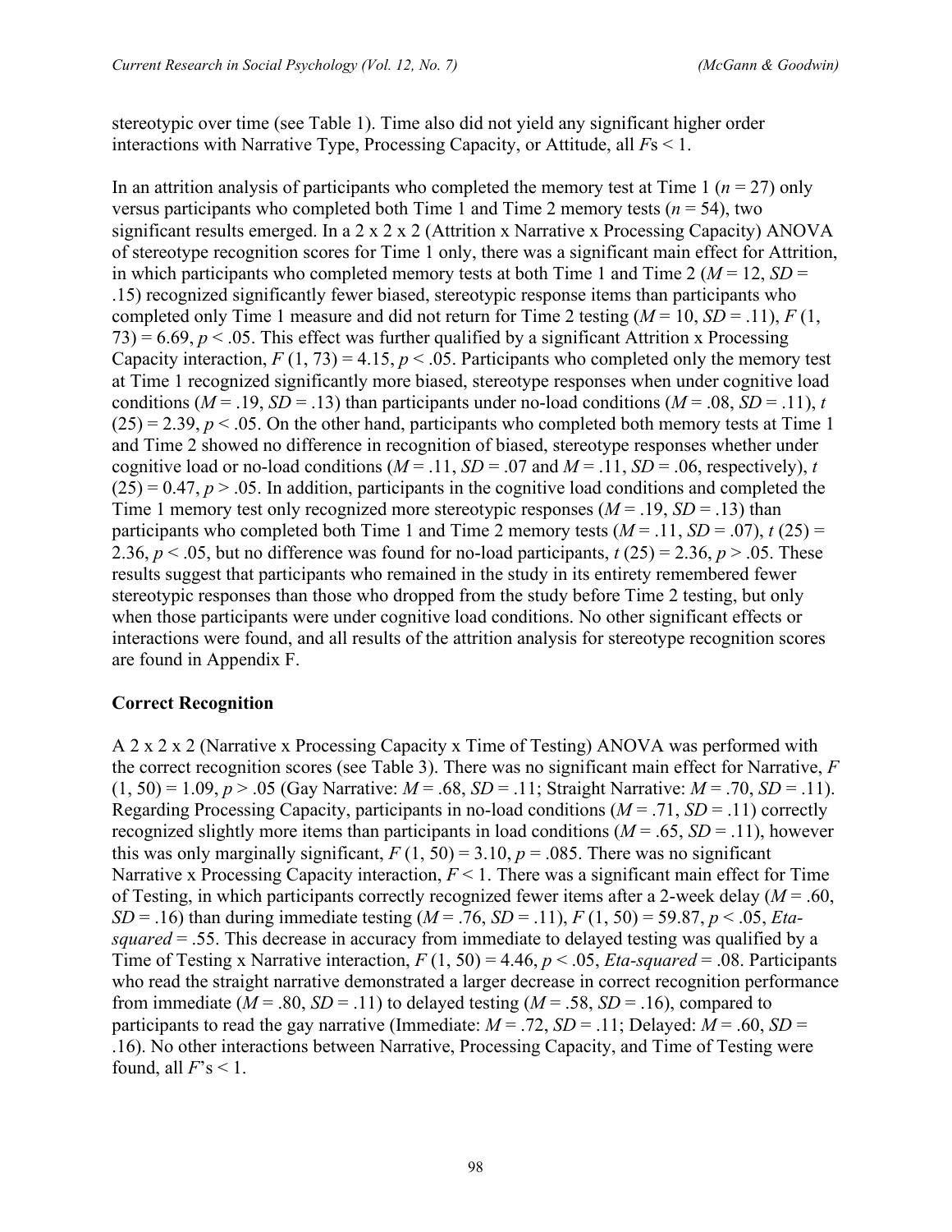stereotypic over time (see Table 1). Time also did not yield any significant higher order interactions with Narrative Type, Processing Capacity, or Attitude, all *F*s < 1.

In an attrition analysis of participants who completed the memory test at Time 1 ($n = 27$) only versus participants who completed both Time 1 and Time 2 memory tests ($n = 54$), two significant results emerged. In a 2 x 2 x 2 (Attrition x Narrative x Processing Capacity) ANOVA of stereotype recognition scores for Time 1 only, there was a significant main effect for Attrition, in which participants who completed memory tests at both Time 1 and Time 2 ($M = 12$, $SD = .15$) recognized significantly fewer biased, stereotypic response items than participants who completed only Time 1 measure and did not return for Time 2 testing ($M = 10$, $SD = .11$), $F(1, 73) = 6.69$, $p < .05$. This effect was further qualified by a significant Attrition x Processing Capacity interaction, $F(1, 73) = 4.15$, $p < .05$. Participants who completed only the memory test at Time 1 recognized significantly more biased, stereotype responses when under cognitive load conditions ($M = .19$, $SD = .13$) than participants under no-load conditions ($M = .08$, $SD = .11$), $t(25) = 2.39$, $p < .05$. On the other hand, participants who completed both memory tests at Time 1 and Time 2 showed no difference in recognition of biased, stereotype responses whether under cognitive load or no-load conditions ($M = .11$, $SD = .07$ and $M = .11$, $SD = .06$, respectively), $t(25) = 0.47$, $p > .05$. In addition, participants in the cognitive load conditions and completed the Time 1 memory test only recognized more stereotypic responses ($M = .19$, $SD = .13$) than participants who completed both Time 1 and Time 2 memory tests ($M = .11$, $SD = .07$), $t(25) = 2.36$, $p < .05$, but no difference was found for no-load participants, $t(25) = 2.36$, $p > .05$. These results suggest that participants who remained in the study in its entirety remembered fewer stereotypic responses than those who dropped from the study before Time 2 testing, but only when those participants were under cognitive load conditions. No other significant effects or interactions were found, and all results of the attrition analysis for stereotype recognition scores are found in Appendix F.

## Correct Recognition

A 2 x 2 x 2 (Narrative x Processing Capacity x Time of Testing) ANOVA was performed with the correct recognition scores (see Table 3). There was no significant main effect for Narrative, $F(1, 50) = 1.09$, $p > .05$ (Gay Narrative: $M = .68$, $SD = .11$; Straight Narrative: $M = .70$, $SD = .11$). Regarding Processing Capacity, participants in no-load conditions ($M = .71$, $SD = .11$) correctly recognized slightly more items than participants in load conditions ($M = .65$, $SD = .11$), however this was only marginally significant, $F(1, 50) = 3.10$, $p = .085$. There was no significant Narrative x Processing Capacity interaction, $F < 1$. There was a significant main effect for Time of Testing, in which participants correctly recognized fewer items after a 2-week delay ($M = .60$, $SD = .16$) than during immediate testing ($M = .76$, $SD = .11$), $F(1, 50) = 59.87$, $p < .05$, *Eta-squared* = .55. This decrease in accuracy from immediate to delayed testing was qualified by a Time of Testing x Narrative interaction, $F(1, 50) = 4.46$, $p < .05$, *Eta-squared* = .08. Participants who read the straight narrative demonstrated a larger decrease in correct recognition performance from immediate ($M = .80$, $SD = .11$) to delayed testing ($M = .58$, $SD = .16$), compared to participants to read the gay narrative (Immediate: $M = .72$, $SD = .11$; Delayed: $M = .60$, $SD = .16$). No other interactions between Narrative, Processing Capacity, and Time of Testing were found, all *F*'s < 1.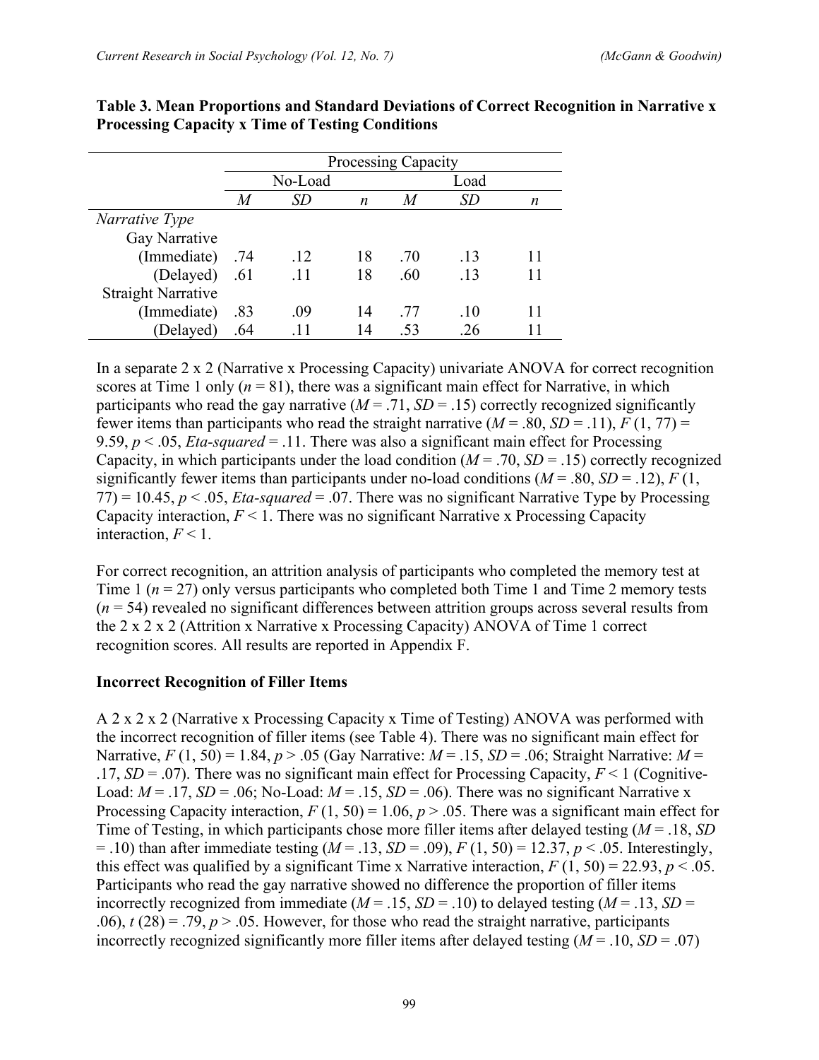**Table 3. Mean Proportions and Standard Deviations of Correct Recognition in Narrative x Processing Capacity x Time of Testing Conditions**

| | Processing Capacity | | | | | |
|---|---|---|---|---|---|---|
| | No-Load | | | Load | | |
| | *M* | *SD* | *n* | *M* | *SD* | *n* |
| *Narrative Type* | | | | | | |
| Gay Narrative | | | | | | |
| (Immediate) | .74 | .12 | 18 | .70 | .13 | 11 |
| (Delayed) | .61 | .11 | 18 | .60 | .13 | 11 |
| Straight Narrative | | | | | | |
| (Immediate) | .83 | .09 | 14 | .77 | .10 | 11 |
| (Delayed) | .64 | .11 | 14 | .53 | .26 | 11 |

In a separate 2 x 2 (Narrative x Processing Capacity) univariate ANOVA for correct recognition scores at Time 1 only ($n = 81$), there was a significant main effect for Narrative, in which participants who read the gay narrative ($M = .71$, $SD = .15$) correctly recognized significantly fewer items than participants who read the straight narrative ($M = .80$, $SD = .11$), $F(1, 77) = 9.59$, $p < .05$, *Eta-squared* = .11. There was also a significant main effect for Processing Capacity, in which participants under the load condition ($M = .70$, $SD = .15$) correctly recognized significantly fewer items than participants under no-load conditions ($M = .80$, $SD = .12$), $F(1, 77) = 10.45$, $p < .05$, *Eta-squared* = .07. There was no significant Narrative Type by Processing Capacity interaction, $F < 1$. There was no significant Narrative x Processing Capacity interaction, $F < 1$.

For correct recognition, an attrition analysis of participants who completed the memory test at Time 1 ($n = 27$) only versus participants who completed both Time 1 and Time 2 memory tests ($n = 54$) revealed no significant differences between attrition groups across several results from the 2 x 2 x 2 (Attrition x Narrative x Processing Capacity) ANOVA of Time 1 correct recognition scores. All results are reported in Appendix F.

### Incorrect Recognition of Filler Items

A 2 x 2 x 2 (Narrative x Processing Capacity x Time of Testing) ANOVA was performed with the incorrect recognition of filler items (see Table 4). There was no significant main effect for Narrative, $F(1, 50) = 1.84$, $p > .05$ (Gay Narrative: $M = .15$, $SD = .06$; Straight Narrative: $M = .17$, $SD = .07$). There was no significant main effect for Processing Capacity, $F < 1$ (Cognitive-Load: $M = .17$, $SD = .06$; No-Load: $M = .15$, $SD = .06$). There was no significant Narrative x Processing Capacity interaction, $F(1, 50) = 1.06$, $p > .05$. There was a significant main effect for Time of Testing, in which participants chose more filler items after delayed testing ($M = .18$, $SD = .10$) than after immediate testing ($M = .13$, $SD = .09$), $F(1, 50) = 12.37$, $p < .05$. Interestingly, this effect was qualified by a significant Time x Narrative interaction, $F(1, 50) = 22.93$, $p < .05$. Participants who read the gay narrative showed no difference the proportion of filler items incorrectly recognized from immediate ($M = .15$, $SD = .10$) to delayed testing ($M = .13$, $SD = .06$), $t(28) = .79$, $p > .05$. However, for those who read the straight narrative, participants incorrectly recognized significantly more filler items after delayed testing ($M = .10$, $SD = .07$)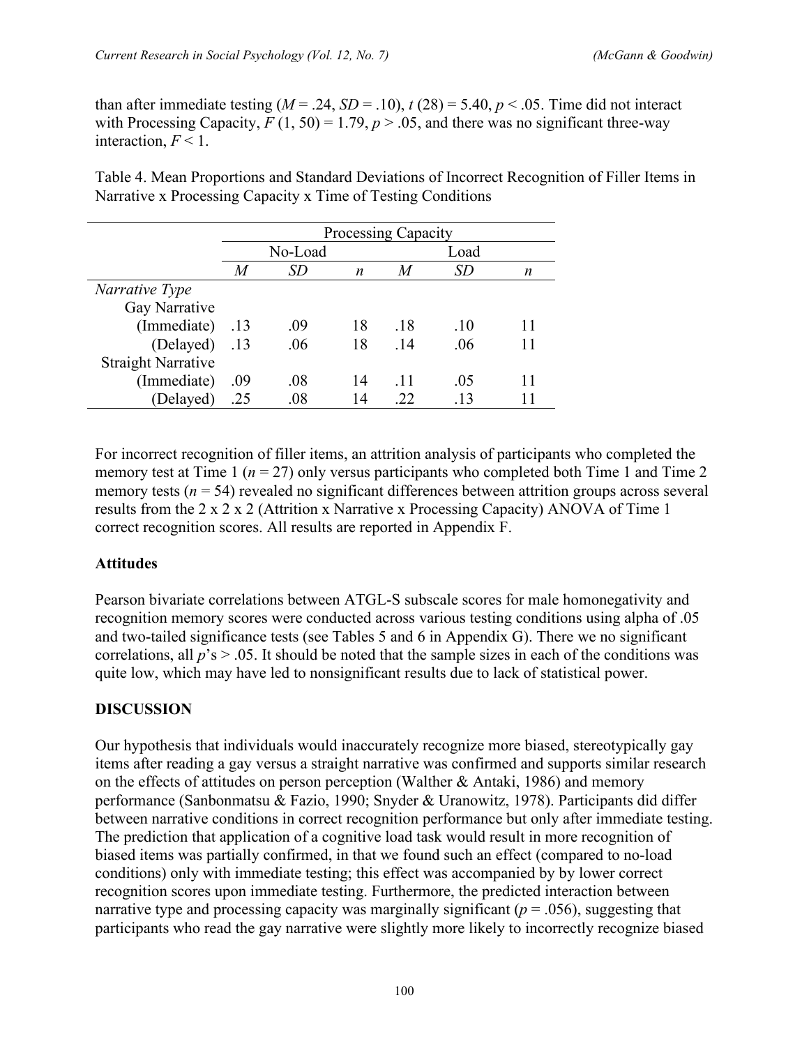than after immediate testing ($M = .24$, $SD = .10$), $t(28) = 5.40$, $p < .05$. Time did not interact with Processing Capacity, $F(1, 50) = 1.79$, $p > .05$, and there was no significant three-way interaction, $F < 1$.

Table 4. Mean Proportions and Standard Deviations of Incorrect Recognition of Filler Items in Narrative x Processing Capacity x Time of Testing Conditions

| | Processing Capacity | | | | | |
|---|---|---|---|---|---|---|
| | No-Load | | | Load | | |
| | *M* | *SD* | *n* | *M* | *SD* | *n* |
| *Narrative Type* | | | | | | |
| Gay Narrative | | | | | | |
| (Immediate) | .13 | .09 | 18 | .18 | .10 | 11 |
| (Delayed) | .13 | .06 | 18 | .14 | .06 | 11 |
| Straight Narrative | | | | | | |
| (Immediate) | .09 | .08 | 14 | .11 | .05 | 11 |
| (Delayed) | .25 | .08 | 14 | .22 | .13 | 11 |

For incorrect recognition of filler items, an attrition analysis of participants who completed the memory test at Time 1 ($n = 27$) only versus participants who completed both Time 1 and Time 2 memory tests ($n = 54$) revealed no significant differences between attrition groups across several results from the 2 x 2 x 2 (Attrition x Narrative x Processing Capacity) ANOVA of Time 1 correct recognition scores. All results are reported in Appendix F.

**Attitudes**

Pearson bivariate correlations between ATGL-S subscale scores for male homonegativity and recognition memory scores were conducted across various testing conditions using alpha of .05 and two-tailed significance tests (see Tables 5 and 6 in Appendix G). There we no significant correlations, all $p$'s $> .05$. It should be noted that the sample sizes in each of the conditions was quite low, which may have led to nonsignificant results due to lack of statistical power.

**DISCUSSION**

Our hypothesis that individuals would inaccurately recognize more biased, stereotypically gay items after reading a gay versus a straight narrative was confirmed and supports similar research on the effects of attitudes on person perception (Walther & Antaki, 1986) and memory performance (Sanbonmatsu & Fazio, 1990; Snyder & Uranowitz, 1978). Participants did differ between narrative conditions in correct recognition performance but only after immediate testing. The prediction that application of a cognitive load task would result in more recognition of biased items was partially confirmed, in that we found such an effect (compared to no-load conditions) only with immediate testing; this effect was accompanied by by lower correct recognition scores upon immediate testing. Furthermore, the predicted interaction between narrative type and processing capacity was marginally significant ($p = .056$), suggesting that participants who read the gay narrative were slightly more likely to incorrectly recognize biased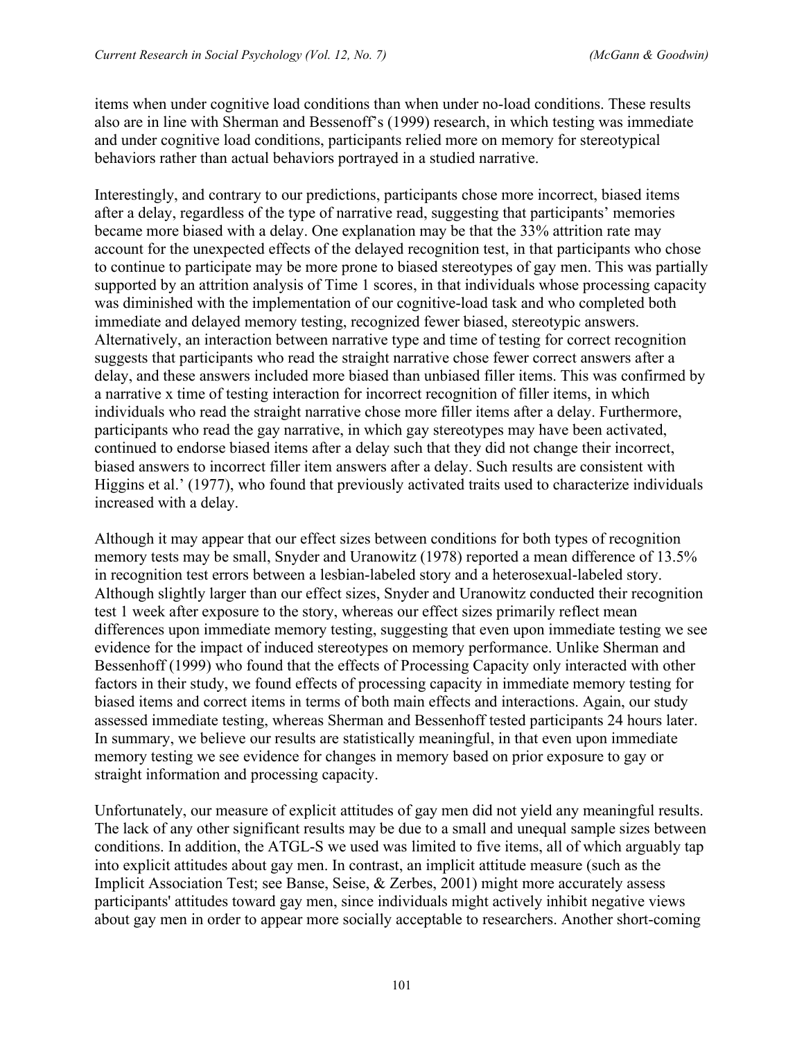items when under cognitive load conditions than when under no-load conditions. These results also are in line with Sherman and Bessenoff's (1999) research, in which testing was immediate and under cognitive load conditions, participants relied more on memory for stereotypical behaviors rather than actual behaviors portrayed in a studied narrative.

Interestingly, and contrary to our predictions, participants chose more incorrect, biased items after a delay, regardless of the type of narrative read, suggesting that participants' memories became more biased with a delay. One explanation may be that the 33% attrition rate may account for the unexpected effects of the delayed recognition test, in that participants who chose to continue to participate may be more prone to biased stereotypes of gay men. This was partially supported by an attrition analysis of Time 1 scores, in that individuals whose processing capacity was diminished with the implementation of our cognitive-load task and who completed both immediate and delayed memory testing, recognized fewer biased, stereotypic answers. Alternatively, an interaction between narrative type and time of testing for correct recognition suggests that participants who read the straight narrative chose fewer correct answers after a delay, and these answers included more biased than unbiased filler items. This was confirmed by a narrative x time of testing interaction for incorrect recognition of filler items, in which individuals who read the straight narrative chose more filler items after a delay. Furthermore, participants who read the gay narrative, in which gay stereotypes may have been activated, continued to endorse biased items after a delay such that they did not change their incorrect, biased answers to incorrect filler item answers after a delay. Such results are consistent with Higgins et al.' (1977), who found that previously activated traits used to characterize individuals increased with a delay.

Although it may appear that our effect sizes between conditions for both types of recognition memory tests may be small, Snyder and Uranowitz (1978) reported a mean difference of 13.5% in recognition test errors between a lesbian-labeled story and a heterosexual-labeled story. Although slightly larger than our effect sizes, Snyder and Uranowitz conducted their recognition test 1 week after exposure to the story, whereas our effect sizes primarily reflect mean differences upon immediate memory testing, suggesting that even upon immediate testing we see evidence for the impact of induced stereotypes on memory performance. Unlike Sherman and Bessenhoff (1999) who found that the effects of Processing Capacity only interacted with other factors in their study, we found effects of processing capacity in immediate memory testing for biased items and correct items in terms of both main effects and interactions. Again, our study assessed immediate testing, whereas Sherman and Bessenhoff tested participants 24 hours later. In summary, we believe our results are statistically meaningful, in that even upon immediate memory testing we see evidence for changes in memory based on prior exposure to gay or straight information and processing capacity.

Unfortunately, our measure of explicit attitudes of gay men did not yield any meaningful results. The lack of any other significant results may be due to a small and unequal sample sizes between conditions. In addition, the ATGL-S we used was limited to five items, all of which arguably tap into explicit attitudes about gay men. In contrast, an implicit attitude measure (such as the Implicit Association Test; see Banse, Seise, & Zerbes, 2001) might more accurately assess participants' attitudes toward gay men, since individuals might actively inhibit negative views about gay men in order to appear more socially acceptable to researchers. Another short-coming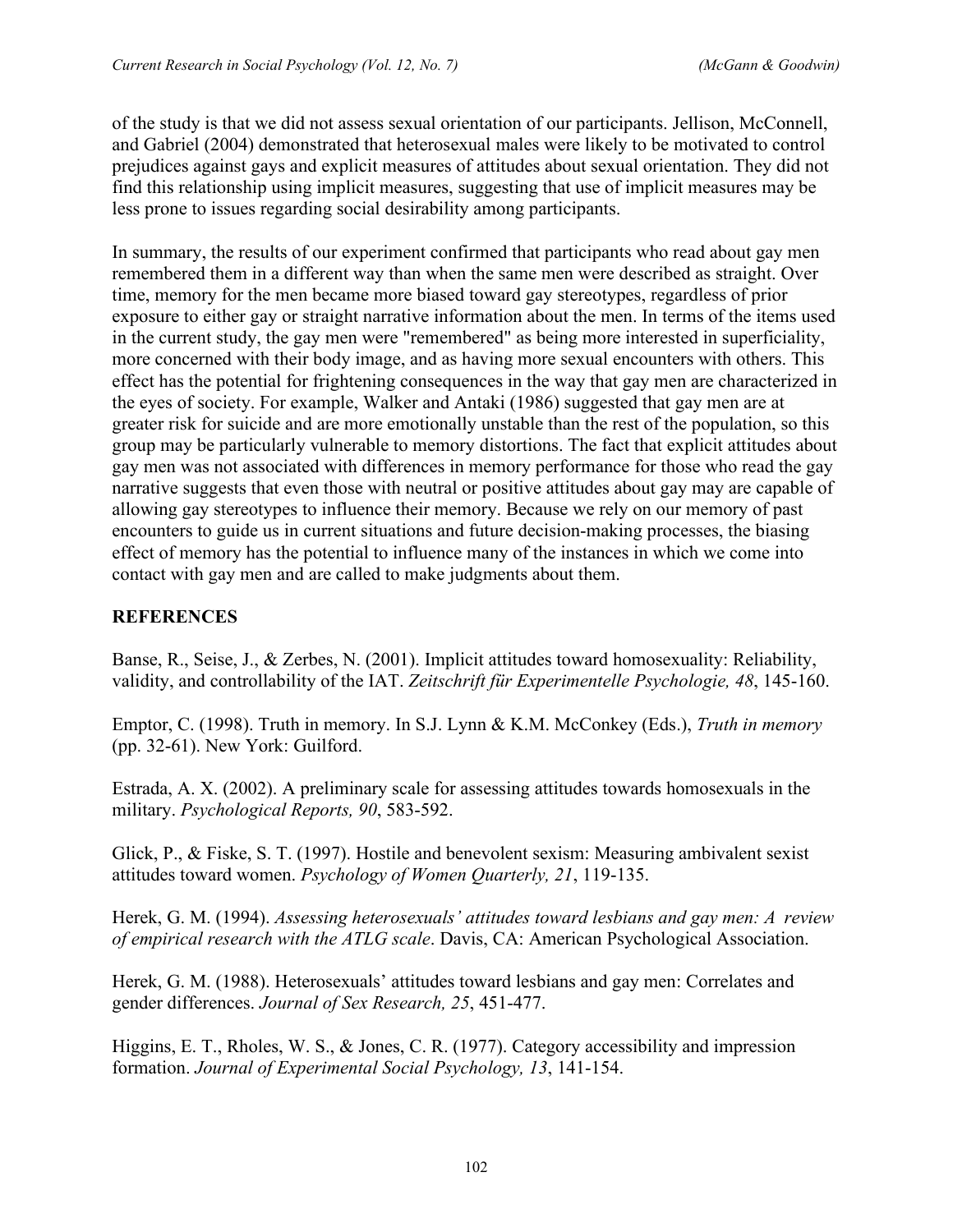of the study is that we did not assess sexual orientation of our participants. Jellison, McConnell, and Gabriel (2004) demonstrated that heterosexual males were likely to be motivated to control prejudices against gays and explicit measures of attitudes about sexual orientation. They did not find this relationship using implicit measures, suggesting that use of implicit measures may be less prone to issues regarding social desirability among participants.

In summary, the results of our experiment confirmed that participants who read about gay men remembered them in a different way than when the same men were described as straight. Over time, memory for the men became more biased toward gay stereotypes, regardless of prior exposure to either gay or straight narrative information about the men. In terms of the items used in the current study, the gay men were "remembered" as being more interested in superficiality, more concerned with their body image, and as having more sexual encounters with others. This effect has the potential for frightening consequences in the way that gay men are characterized in the eyes of society. For example, Walker and Antaki (1986) suggested that gay men are at greater risk for suicide and are more emotionally unstable than the rest of the population, so this group may be particularly vulnerable to memory distortions. The fact that explicit attitudes about gay men was not associated with differences in memory performance for those who read the gay narrative suggests that even those with neutral or positive attitudes about gay may are capable of allowing gay stereotypes to influence their memory. Because we rely on our memory of past encounters to guide us in current situations and future decision-making processes, the biasing effect of memory has the potential to influence many of the instances in which we come into contact with gay men and are called to make judgments about them.

## REFERENCES

Banse, R., Seise, J., & Zerbes, N. (2001). Implicit attitudes toward homosexuality: Reliability, validity, and controllability of the IAT. *Zeitschrift für Experimentelle Psychologie, 48*, 145-160.

Emptor, C. (1998). Truth in memory. In S.J. Lynn & K.M. McConkey (Eds.), *Truth in memory* (pp. 32-61). New York: Guilford.

Estrada, A. X. (2002). A preliminary scale for assessing attitudes towards homosexuals in the military. *Psychological Reports, 90*, 583-592.

Glick, P., & Fiske, S. T. (1997). Hostile and benevolent sexism: Measuring ambivalent sexist attitudes toward women. *Psychology of Women Quarterly, 21*, 119-135.

Herek, G. M. (1994). *Assessing heterosexuals' attitudes toward lesbians and gay men: A review of empirical research with the ATLG scale*. Davis, CA: American Psychological Association.

Herek, G. M. (1988). Heterosexuals' attitudes toward lesbians and gay men: Correlates and gender differences. *Journal of Sex Research, 25*, 451-477.

Higgins, E. T., Rholes, W. S., & Jones, C. R. (1977). Category accessibility and impression formation. *Journal of Experimental Social Psychology, 13*, 141-154.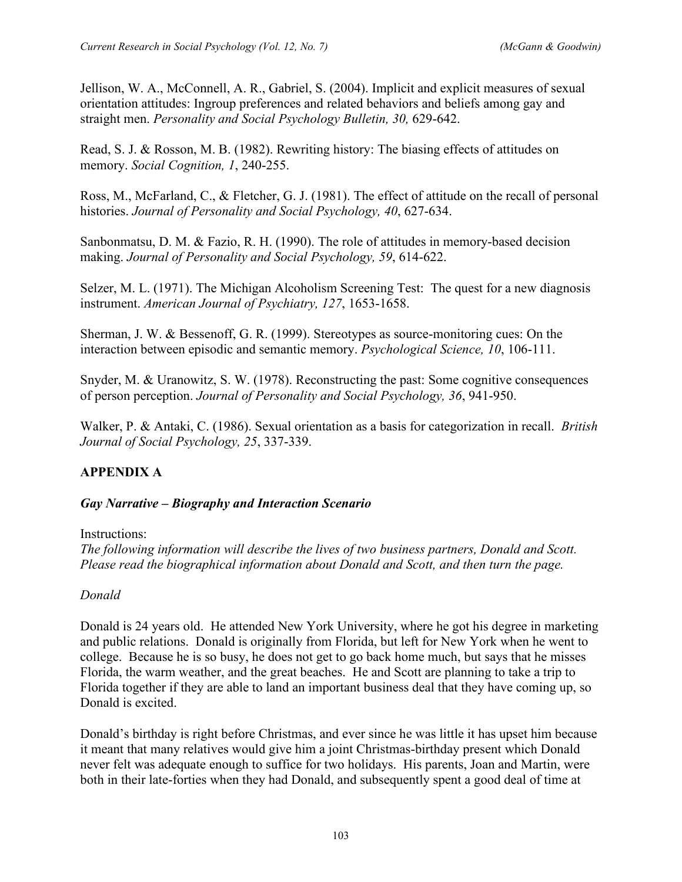Jellison, W. A., McConnell, A. R., Gabriel, S. (2004). Implicit and explicit measures of sexual orientation attitudes: Ingroup preferences and related behaviors and beliefs among gay and straight men. *Personality and Social Psychology Bulletin, 30,* 629-642.

Read, S. J. & Rosson, M. B. (1982). Rewriting history: The biasing effects of attitudes on memory. *Social Cognition, 1*, 240-255.

Ross, M., McFarland, C., & Fletcher, G. J. (1981). The effect of attitude on the recall of personal histories. *Journal of Personality and Social Psychology, 40*, 627-634.

Sanbonmatsu, D. M. & Fazio, R. H. (1990). The role of attitudes in memory-based decision making. *Journal of Personality and Social Psychology, 59*, 614-622.

Selzer, M. L. (1971). The Michigan Alcoholism Screening Test: The quest for a new diagnosis instrument. *American Journal of Psychiatry, 127*, 1653-1658.

Sherman, J. W. & Bessenoff, G. R. (1999). Stereotypes as source-monitoring cues: On the interaction between episodic and semantic memory. *Psychological Science, 10*, 106-111.

Snyder, M. & Uranowitz, S. W. (1978). Reconstructing the past: Some cognitive consequences of person perception. *Journal of Personality and Social Psychology, 36*, 941-950.

Walker, P. & Antaki, C. (1986). Sexual orientation as a basis for categorization in recall. *British Journal of Social Psychology, 25*, 337-339.

## APPENDIX A

### *Gay Narrative – Biography and Interaction Scenario*

Instructions:
*The following information will describe the lives of two business partners, Donald and Scott. Please read the biographical information about Donald and Scott, and then turn the page.*

*Donald*

Donald is 24 years old. He attended New York University, where he got his degree in marketing and public relations. Donald is originally from Florida, but left for New York when he went to college. Because he is so busy, he does not get to go back home much, but says that he misses Florida, the warm weather, and the great beaches. He and Scott are planning to take a trip to Florida together if they are able to land an important business deal that they have coming up, so Donald is excited.

Donald's birthday is right before Christmas, and ever since he was little it has upset him because it meant that many relatives would give him a joint Christmas-birthday present which Donald never felt was adequate enough to suffice for two holidays. His parents, Joan and Martin, were both in their late-forties when they had Donald, and subsequently spent a good deal of time at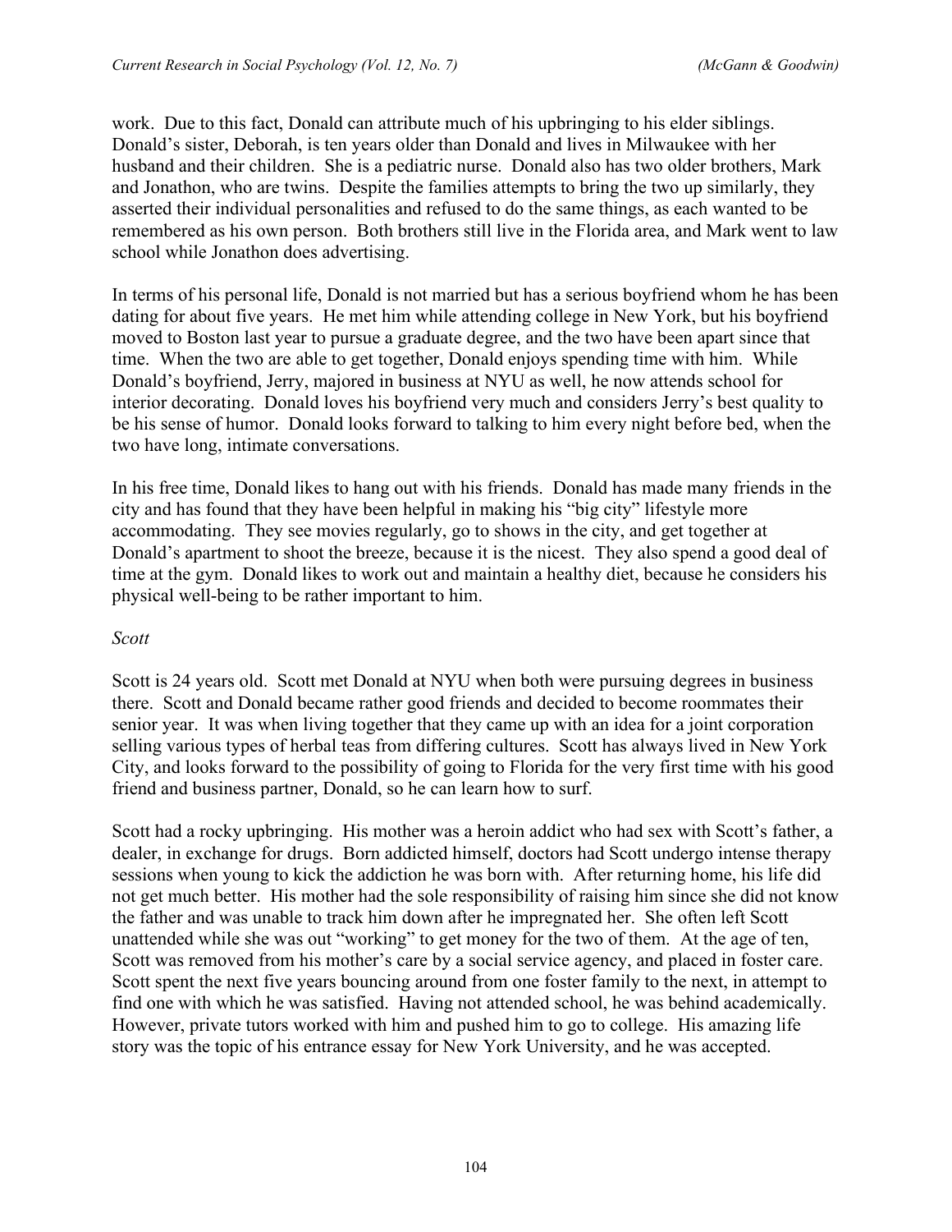work. Due to this fact, Donald can attribute much of his upbringing to his elder siblings. Donald's sister, Deborah, is ten years older than Donald and lives in Milwaukee with her husband and their children. She is a pediatric nurse. Donald also has two older brothers, Mark and Jonathon, who are twins. Despite the families attempts to bring the two up similarly, they asserted their individual personalities and refused to do the same things, as each wanted to be remembered as his own person. Both brothers still live in the Florida area, and Mark went to law school while Jonathon does advertising.

In terms of his personal life, Donald is not married but has a serious boyfriend whom he has been dating for about five years. He met him while attending college in New York, but his boyfriend moved to Boston last year to pursue a graduate degree, and the two have been apart since that time. When the two are able to get together, Donald enjoys spending time with him. While Donald's boyfriend, Jerry, majored in business at NYU as well, he now attends school for interior decorating. Donald loves his boyfriend very much and considers Jerry's best quality to be his sense of humor. Donald looks forward to talking to him every night before bed, when the two have long, intimate conversations.

In his free time, Donald likes to hang out with his friends. Donald has made many friends in the city and has found that they have been helpful in making his "big city" lifestyle more accommodating. They see movies regularly, go to shows in the city, and get together at Donald's apartment to shoot the breeze, because it is the nicest. They also spend a good deal of time at the gym. Donald likes to work out and maintain a healthy diet, because he considers his physical well-being to be rather important to him.

*Scott*

Scott is 24 years old. Scott met Donald at NYU when both were pursuing degrees in business there. Scott and Donald became rather good friends and decided to become roommates their senior year. It was when living together that they came up with an idea for a joint corporation selling various types of herbal teas from differing cultures. Scott has always lived in New York City, and looks forward to the possibility of going to Florida for the very first time with his good friend and business partner, Donald, so he can learn how to surf.

Scott had a rocky upbringing. His mother was a heroin addict who had sex with Scott's father, a dealer, in exchange for drugs. Born addicted himself, doctors had Scott undergo intense therapy sessions when young to kick the addiction he was born with. After returning home, his life did not get much better. His mother had the sole responsibility of raising him since she did not know the father and was unable to track him down after he impregnated her. She often left Scott unattended while she was out "working" to get money for the two of them. At the age of ten, Scott was removed from his mother's care by a social service agency, and placed in foster care. Scott spent the next five years bouncing around from one foster family to the next, in attempt to find one with which he was satisfied. Having not attended school, he was behind academically. However, private tutors worked with him and pushed him to go to college. His amazing life story was the topic of his entrance essay for New York University, and he was accepted.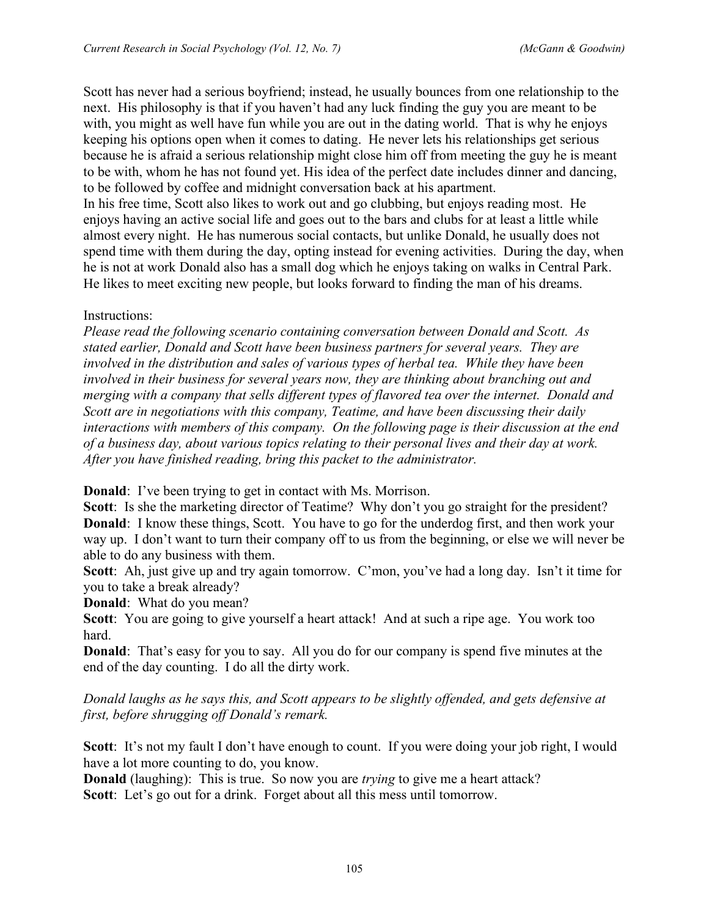Scott has never had a serious boyfriend; instead, he usually bounces from one relationship to the next. His philosophy is that if you haven't had any luck finding the guy you are meant to be with, you might as well have fun while you are out in the dating world. That is why he enjoys keeping his options open when it comes to dating. He never lets his relationships get serious because he is afraid a serious relationship might close him off from meeting the guy he is meant to be with, whom he has not found yet. His idea of the perfect date includes dinner and dancing, to be followed by coffee and midnight conversation back at his apartment.
In his free time, Scott also likes to work out and go clubbing, but enjoys reading most. He enjoys having an active social life and goes out to the bars and clubs for at least a little while almost every night. He has numerous social contacts, but unlike Donald, he usually does not spend time with them during the day, opting instead for evening activities. During the day, when he is not at work Donald also has a small dog which he enjoys taking on walks in Central Park. He likes to meet exciting new people, but looks forward to finding the man of his dreams.

Instructions:
*Please read the following scenario containing conversation between Donald and Scott. As stated earlier, Donald and Scott have been business partners for several years. They are involved in the distribution and sales of various types of herbal tea. While they have been involved in their business for several years now, they are thinking about branching out and merging with a company that sells different types of flavored tea over the internet. Donald and Scott are in negotiations with this company, Teatime, and have been discussing their daily interactions with members of this company. On the following page is their discussion at the end of a business day, about various topics relating to their personal lives and their day at work. After you have finished reading, bring this packet to the administrator.*

**Donald**: I've been trying to get in contact with Ms. Morrison.
**Scott**: Is she the marketing director of Teatime? Why don't you go straight for the president?
**Donald**: I know these things, Scott. You have to go for the underdog first, and then work your way up. I don't want to turn their company off to us from the beginning, or else we will never be able to do any business with them.
**Scott**: Ah, just give up and try again tomorrow. C'mon, you've had a long day. Isn't it time for you to take a break already?
**Donald**: What do you mean?
**Scott**: You are going to give yourself a heart attack! And at such a ripe age. You work too hard.
**Donald**: That's easy for you to say. All you do for our company is spend five minutes at the end of the day counting. I do all the dirty work.

*Donald laughs as he says this, and Scott appears to be slightly offended, and gets defensive at first, before shrugging off Donald's remark.*

**Scott**: It's not my fault I don't have enough to count. If you were doing your job right, I would have a lot more counting to do, you know.
**Donald** (laughing): This is true. So now you are *trying* to give me a heart attack?
**Scott**: Let's go out for a drink. Forget about all this mess until tomorrow.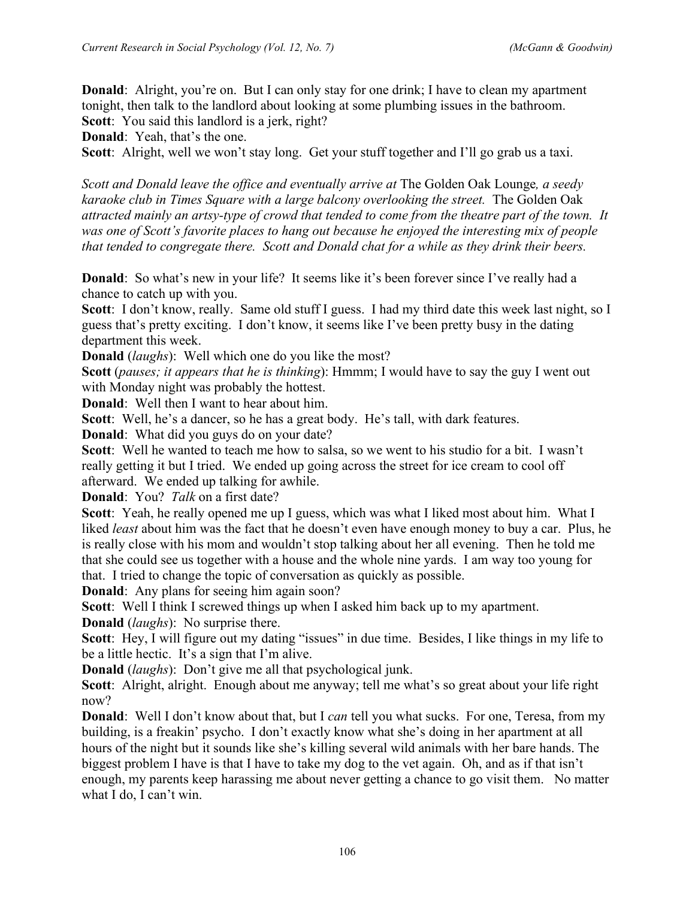**Donald**: Alright, you're on. But I can only stay for one drink; I have to clean my apartment tonight, then talk to the landlord about looking at some plumbing issues in the bathroom.
**Scott**: You said this landlord is a jerk, right?
**Donald**: Yeah, that's the one.
**Scott**: Alright, well we won't stay long. Get your stuff together and I'll go grab us a taxi.

*Scott and Donald leave the office and eventually arrive at* The Golden Oak Lounge*, a seedy karaoke club in Times Square with a large balcony overlooking the street.* The Golden Oak *attracted mainly an artsy-type of crowd that tended to come from the theatre part of the town. It was one of Scott's favorite places to hang out because he enjoyed the interesting mix of people that tended to congregate there. Scott and Donald chat for a while as they drink their beers.*

**Donald**: So what's new in your life? It seems like it's been forever since I've really had a chance to catch up with you.
**Scott**: I don't know, really. Same old stuff I guess. I had my third date this week last night, so I guess that's pretty exciting. I don't know, it seems like I've been pretty busy in the dating department this week.
**Donald** (*laughs*): Well which one do you like the most?
**Scott** (*pauses; it appears that he is thinking*): Hmmm; I would have to say the guy I went out with Monday night was probably the hottest.
**Donald**: Well then I want to hear about him.
**Scott**: Well, he's a dancer, so he has a great body. He's tall, with dark features.
**Donald**: What did you guys do on your date?
**Scott**: Well he wanted to teach me how to salsa, so we went to his studio for a bit. I wasn't really getting it but I tried. We ended up going across the street for ice cream to cool off afterward. We ended up talking for awhile.
**Donald**: You? *Talk* on a first date?
**Scott**: Yeah, he really opened me up I guess, which was what I liked most about him. What I liked *least* about him was the fact that he doesn't even have enough money to buy a car. Plus, he is really close with his mom and wouldn't stop talking about her all evening. Then he told me that she could see us together with a house and the whole nine yards. I am way too young for that. I tried to change the topic of conversation as quickly as possible.
**Donald**: Any plans for seeing him again soon?
**Scott**: Well I think I screwed things up when I asked him back up to my apartment.
**Donald** (*laughs*): No surprise there.
**Scott**: Hey, I will figure out my dating "issues" in due time. Besides, I like things in my life to be a little hectic. It's a sign that I'm alive.
**Donald** (*laughs*): Don't give me all that psychological junk.
**Scott**: Alright, alright. Enough about me anyway; tell me what's so great about your life right now?
**Donald**: Well I don't know about that, but I *can* tell you what sucks. For one, Teresa, from my building, is a freakin' psycho. I don't exactly know what she's doing in her apartment at all hours of the night but it sounds like she's killing several wild animals with her bare hands. The biggest problem I have is that I have to take my dog to the vet again. Oh, and as if that isn't enough, my parents keep harassing me about never getting a chance to go visit them. No matter what I do, I can't win.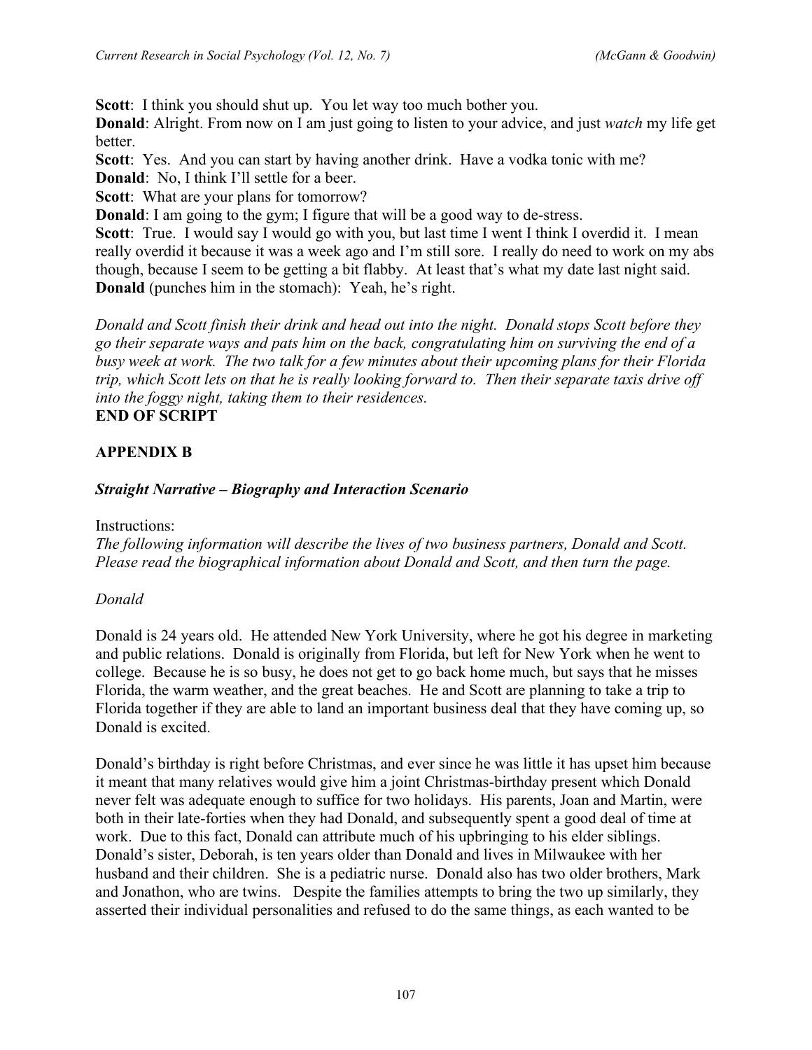**Scott**: I think you should shut up. You let way too much bother you.
**Donald**: Alright. From now on I am just going to listen to your advice, and just *watch* my life get better.
**Scott**: Yes. And you can start by having another drink. Have a vodka tonic with me?
**Donald**: No, I think I'll settle for a beer.
**Scott**: What are your plans for tomorrow?
**Donald**: I am going to the gym; I figure that will be a good way to de-stress.
**Scott**: True. I would say I would go with you, but last time I went I think I overdid it. I mean really overdid it because it was a week ago and I'm still sore. I really do need to work on my abs though, because I seem to be getting a bit flabby. At least that's what my date last night said.
**Donald** (punches him in the stomach): Yeah, he's right.

*Donald and Scott finish their drink and head out into the night. Donald stops Scott before they go their separate ways and pats him on the back, congratulating him on surviving the end of a busy week at work. The two talk for a few minutes about their upcoming plans for their Florida trip, which Scott lets on that he is really looking forward to. Then their separate taxis drive off into the foggy night, taking them to their residences.*
**END OF SCRIPT**

## APPENDIX B

### *Straight Narrative – Biography and Interaction Scenario*

Instructions:
*The following information will describe the lives of two business partners, Donald and Scott. Please read the biographical information about Donald and Scott, and then turn the page.*

*Donald*

Donald is 24 years old. He attended New York University, where he got his degree in marketing and public relations. Donald is originally from Florida, but left for New York when he went to college. Because he is so busy, he does not get to go back home much, but says that he misses Florida, the warm weather, and the great beaches. He and Scott are planning to take a trip to Florida together if they are able to land an important business deal that they have coming up, so Donald is excited.

Donald's birthday is right before Christmas, and ever since he was little it has upset him because it meant that many relatives would give him a joint Christmas-birthday present which Donald never felt was adequate enough to suffice for two holidays. His parents, Joan and Martin, were both in their late-forties when they had Donald, and subsequently spent a good deal of time at work. Due to this fact, Donald can attribute much of his upbringing to his elder siblings. Donald's sister, Deborah, is ten years older than Donald and lives in Milwaukee with her husband and their children. She is a pediatric nurse. Donald also has two older brothers, Mark and Jonathon, who are twins. Despite the families attempts to bring the two up similarly, they asserted their individual personalities and refused to do the same things, as each wanted to be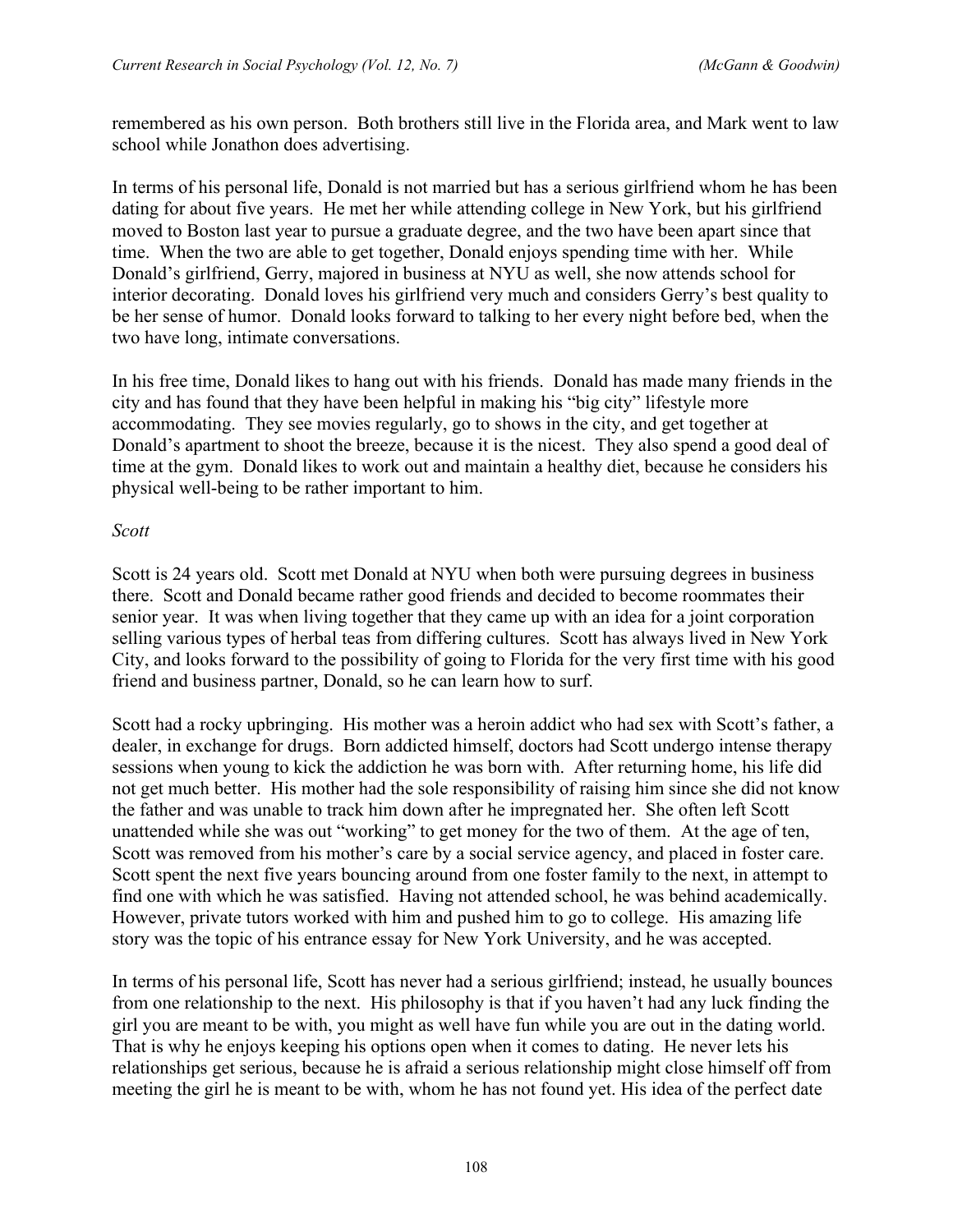remembered as his own person. Both brothers still live in the Florida area, and Mark went to law school while Jonathon does advertising.

In terms of his personal life, Donald is not married but has a serious girlfriend whom he has been dating for about five years. He met her while attending college in New York, but his girlfriend moved to Boston last year to pursue a graduate degree, and the two have been apart since that time. When the two are able to get together, Donald enjoys spending time with her. While Donald's girlfriend, Gerry, majored in business at NYU as well, she now attends school for interior decorating. Donald loves his girlfriend very much and considers Gerry's best quality to be her sense of humor. Donald looks forward to talking to her every night before bed, when the two have long, intimate conversations.

In his free time, Donald likes to hang out with his friends. Donald has made many friends in the city and has found that they have been helpful in making his "big city" lifestyle more accommodating. They see movies regularly, go to shows in the city, and get together at Donald's apartment to shoot the breeze, because it is the nicest. They also spend a good deal of time at the gym. Donald likes to work out and maintain a healthy diet, because he considers his physical well-being to be rather important to him.

*Scott*

Scott is 24 years old. Scott met Donald at NYU when both were pursuing degrees in business there. Scott and Donald became rather good friends and decided to become roommates their senior year. It was when living together that they came up with an idea for a joint corporation selling various types of herbal teas from differing cultures. Scott has always lived in New York City, and looks forward to the possibility of going to Florida for the very first time with his good friend and business partner, Donald, so he can learn how to surf.

Scott had a rocky upbringing. His mother was a heroin addict who had sex with Scott's father, a dealer, in exchange for drugs. Born addicted himself, doctors had Scott undergo intense therapy sessions when young to kick the addiction he was born with. After returning home, his life did not get much better. His mother had the sole responsibility of raising him since she did not know the father and was unable to track him down after he impregnated her. She often left Scott unattended while she was out "working" to get money for the two of them. At the age of ten, Scott was removed from his mother's care by a social service agency, and placed in foster care. Scott spent the next five years bouncing around from one foster family to the next, in attempt to find one with which he was satisfied. Having not attended school, he was behind academically. However, private tutors worked with him and pushed him to go to college. His amazing life story was the topic of his entrance essay for New York University, and he was accepted.

In terms of his personal life, Scott has never had a serious girlfriend; instead, he usually bounces from one relationship to the next. His philosophy is that if you haven't had any luck finding the girl you are meant to be with, you might as well have fun while you are out in the dating world. That is why he enjoys keeping his options open when it comes to dating. He never lets his relationships get serious, because he is afraid a serious relationship might close himself off from meeting the girl he is meant to be with, whom he has not found yet. His idea of the perfect date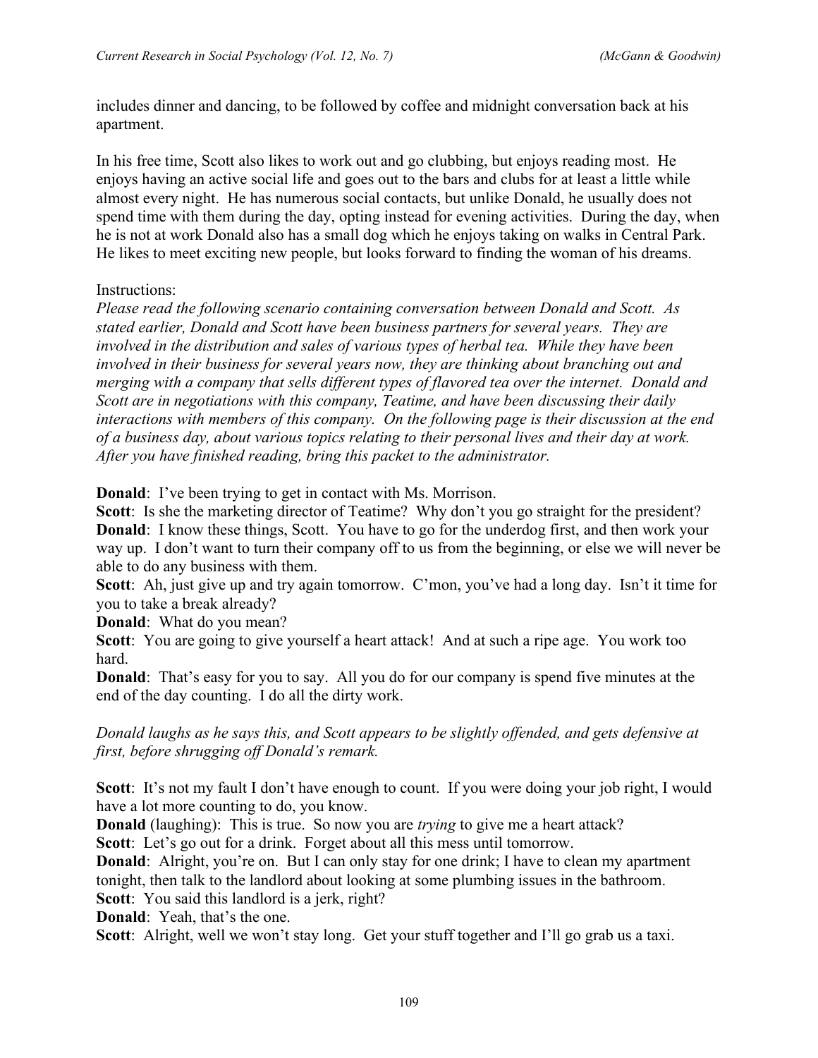includes dinner and dancing, to be followed by coffee and midnight conversation back at his apartment.

In his free time, Scott also likes to work out and go clubbing, but enjoys reading most. He enjoys having an active social life and goes out to the bars and clubs for at least a little while almost every night. He has numerous social contacts, but unlike Donald, he usually does not spend time with them during the day, opting instead for evening activities. During the day, when he is not at work Donald also has a small dog which he enjoys taking on walks in Central Park. He likes to meet exciting new people, but looks forward to finding the woman of his dreams.

Instructions:
*Please read the following scenario containing conversation between Donald and Scott. As stated earlier, Donald and Scott have been business partners for several years. They are involved in the distribution and sales of various types of herbal tea. While they have been involved in their business for several years now, they are thinking about branching out and merging with a company that sells different types of flavored tea over the internet. Donald and Scott are in negotiations with this company, Teatime, and have been discussing their daily interactions with members of this company. On the following page is their discussion at the end of a business day, about various topics relating to their personal lives and their day at work. After you have finished reading, bring this packet to the administrator.*

**Donald**: I've been trying to get in contact with Ms. Morrison.
**Scott**: Is she the marketing director of Teatime? Why don't you go straight for the president?
**Donald**: I know these things, Scott. You have to go for the underdog first, and then work your way up. I don't want to turn their company off to us from the beginning, or else we will never be able to do any business with them.
**Scott**: Ah, just give up and try again tomorrow. C'mon, you've had a long day. Isn't it time for you to take a break already?
**Donald**: What do you mean?
**Scott**: You are going to give yourself a heart attack! And at such a ripe age. You work too hard.
**Donald**: That's easy for you to say. All you do for our company is spend five minutes at the end of the day counting. I do all the dirty work.

*Donald laughs as he says this, and Scott appears to be slightly offended, and gets defensive at first, before shrugging off Donald's remark.*

**Scott**: It's not my fault I don't have enough to count. If you were doing your job right, I would have a lot more counting to do, you know.
**Donald** (laughing): This is true. So now you are *trying* to give me a heart attack?
**Scott**: Let's go out for a drink. Forget about all this mess until tomorrow.
**Donald**: Alright, you're on. But I can only stay for one drink; I have to clean my apartment tonight, then talk to the landlord about looking at some plumbing issues in the bathroom.
**Scott**: You said this landlord is a jerk, right?
**Donald**: Yeah, that's the one.
**Scott**: Alright, well we won't stay long. Get your stuff together and I'll go grab us a taxi.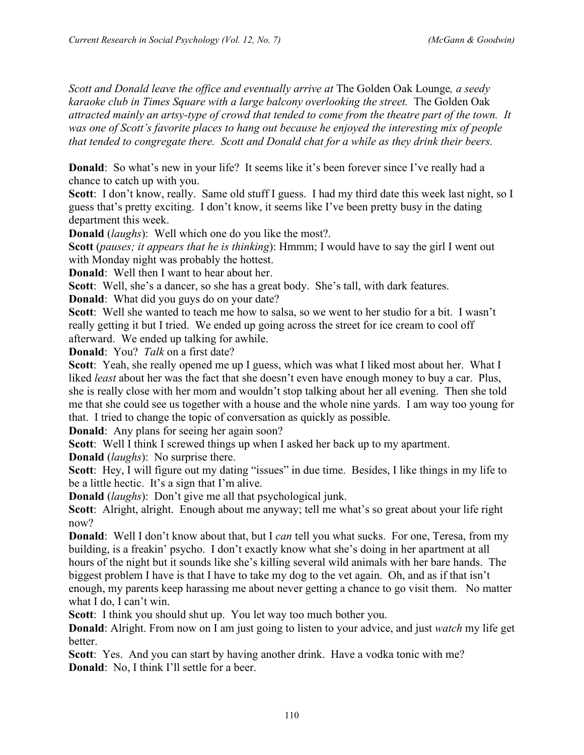*Scott and Donald leave the office and eventually arrive at* The Golden Oak Lounge*, a seedy karaoke club in Times Square with a large balcony overlooking the street.* The Golden Oak *attracted mainly an artsy-type of crowd that tended to come from the theatre part of the town. It was one of Scott's favorite places to hang out because he enjoyed the interesting mix of people that tended to congregate there. Scott and Donald chat for a while as they drink their beers.*

**Donald**: So what's new in your life? It seems like it's been forever since I've really had a chance to catch up with you.
**Scott**: I don't know, really. Same old stuff I guess. I had my third date this week last night, so I guess that's pretty exciting. I don't know, it seems like I've been pretty busy in the dating department this week.
**Donald** (*laughs*): Well which one do you like the most?.
**Scott** (*pauses; it appears that he is thinking*): Hmmm; I would have to say the girl I went out with Monday night was probably the hottest.
**Donald**: Well then I want to hear about her.
**Scott**: Well, she's a dancer, so she has a great body. She's tall, with dark features.
**Donald**: What did you guys do on your date?
**Scott**: Well she wanted to teach me how to salsa, so we went to her studio for a bit. I wasn't really getting it but I tried. We ended up going across the street for ice cream to cool off afterward. We ended up talking for awhile.
**Donald**: You? *Talk* on a first date?
**Scott**: Yeah, she really opened me up I guess, which was what I liked most about her. What I liked *least* about her was the fact that she doesn't even have enough money to buy a car. Plus, she is really close with her mom and wouldn't stop talking about her all evening. Then she told me that she could see us together with a house and the whole nine yards. I am way too young for that. I tried to change the topic of conversation as quickly as possible.
**Donald**: Any plans for seeing her again soon?
**Scott**: Well I think I screwed things up when I asked her back up to my apartment.
**Donald** (*laughs*): No surprise there.
**Scott**: Hey, I will figure out my dating "issues" in due time. Besides, I like things in my life to be a little hectic. It's a sign that I'm alive.
**Donald** (*laughs*): Don't give me all that psychological junk.
**Scott**: Alright, alright. Enough about me anyway; tell me what's so great about your life right now?
**Donald**: Well I don't know about that, but I *can* tell you what sucks. For one, Teresa, from my building, is a freakin' psycho. I don't exactly know what she's doing in her apartment at all hours of the night but it sounds like she's killing several wild animals with her bare hands. The biggest problem I have is that I have to take my dog to the vet again. Oh, and as if that isn't enough, my parents keep harassing me about never getting a chance to go visit them. No matter what I do, I can't win.
**Scott**: I think you should shut up. You let way too much bother you.
**Donald**: Alright. From now on I am just going to listen to your advice, and just *watch* my life get better.
**Scott**: Yes. And you can start by having another drink. Have a vodka tonic with me?
**Donald**: No, I think I'll settle for a beer.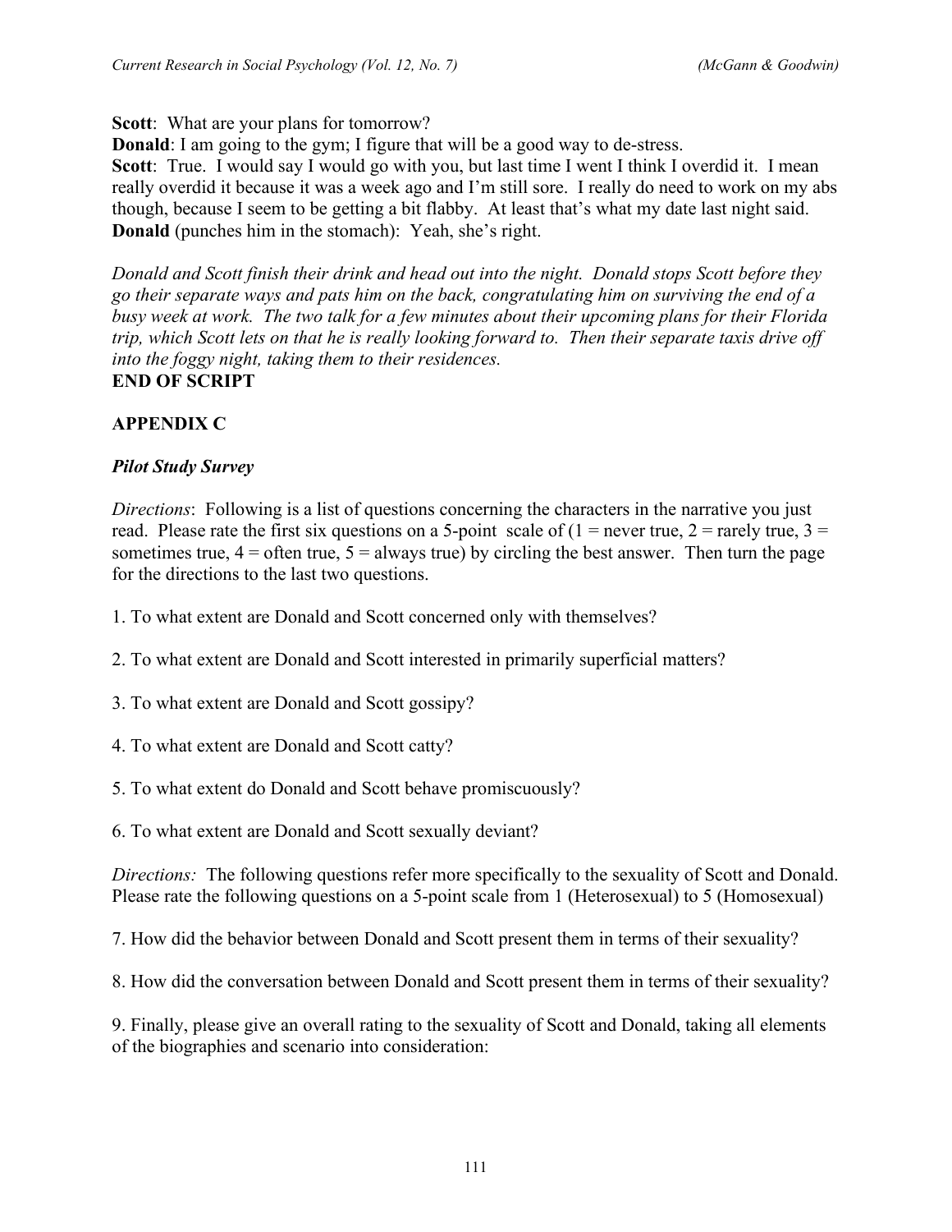**Scott**: What are your plans for tomorrow?
**Donald**: I am going to the gym; I figure that will be a good way to de-stress.
**Scott**: True. I would say I would go with you, but last time I went I think I overdid it. I mean really overdid it because it was a week ago and I'm still sore. I really do need to work on my abs though, because I seem to be getting a bit flabby. At least that's what my date last night said.
**Donald** (punches him in the stomach): Yeah, she's right.

*Donald and Scott finish their drink and head out into the night. Donald stops Scott before they go their separate ways and pats him on the back, congratulating him on surviving the end of a busy week at work. The two talk for a few minutes about their upcoming plans for their Florida trip, which Scott lets on that he is really looking forward to. Then their separate taxis drive off into the foggy night, taking them to their residences.*
**END OF SCRIPT**

## APPENDIX C

### *Pilot Study Survey*

*Directions*: Following is a list of questions concerning the characters in the narrative you just read. Please rate the first six questions on a 5-point scale of (1 = never true, 2 = rarely true, 3 = sometimes true, 4 = often true, 5 = always true) by circling the best answer. Then turn the page for the directions to the last two questions.

1. To what extent are Donald and Scott concerned only with themselves?

2. To what extent are Donald and Scott interested in primarily superficial matters?

3. To what extent are Donald and Scott gossipy?

4. To what extent are Donald and Scott catty?

5. To what extent do Donald and Scott behave promiscuously?

6. To what extent are Donald and Scott sexually deviant?

*Directions:* The following questions refer more specifically to the sexuality of Scott and Donald. Please rate the following questions on a 5-point scale from 1 (Heterosexual) to 5 (Homosexual)

7. How did the behavior between Donald and Scott present them in terms of their sexuality?

8. How did the conversation between Donald and Scott present them in terms of their sexuality?

9. Finally, please give an overall rating to the sexuality of Scott and Donald, taking all elements of the biographies and scenario into consideration: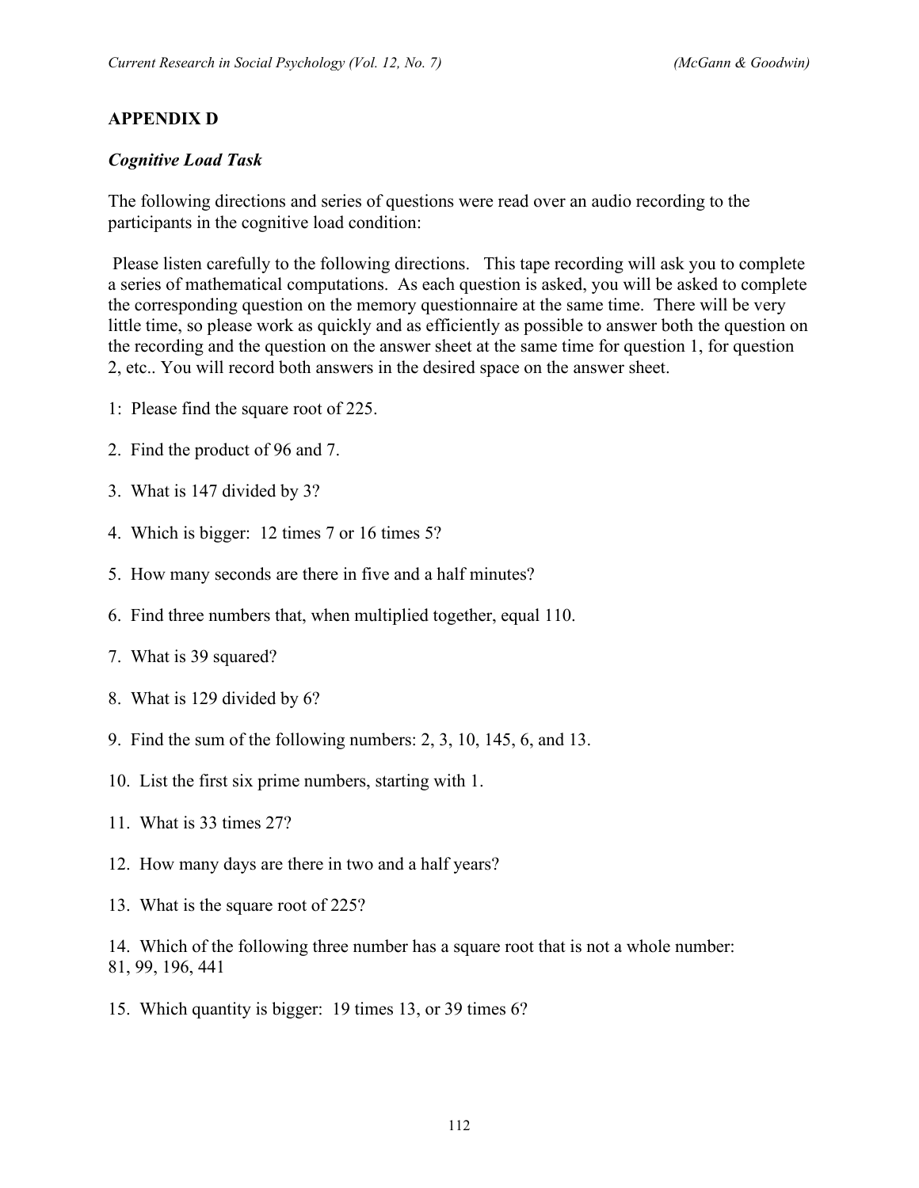## APPENDIX D

### *Cognitive Load Task*

The following directions and series of questions were read over an audio recording to the participants in the cognitive load condition:

Please listen carefully to the following directions. This tape recording will ask you to complete a series of mathematical computations. As each question is asked, you will be asked to complete the corresponding question on the memory questionnaire at the same time. There will be very little time, so please work as quickly and as efficiently as possible to answer both the question on the recording and the question on the answer sheet at the same time for question 1, for question 2, etc.. You will record both answers in the desired space on the answer sheet.

1: Please find the square root of 225.

2. Find the product of 96 and 7.

3. What is 147 divided by 3?

4. Which is bigger: 12 times 7 or 16 times 5?

5. How many seconds are there in five and a half minutes?

6. Find three numbers that, when multiplied together, equal 110.

7. What is 39 squared?

8. What is 129 divided by 6?

9. Find the sum of the following numbers: 2, 3, 10, 145, 6, and 13.

10. List the first six prime numbers, starting with 1.

11. What is 33 times 27?

12. How many days are there in two and a half years?

13. What is the square root of 225?

14. Which of the following three number has a square root that is not a whole number: 81, 99, 196, 441

15. Which quantity is bigger: 19 times 13, or 39 times 6?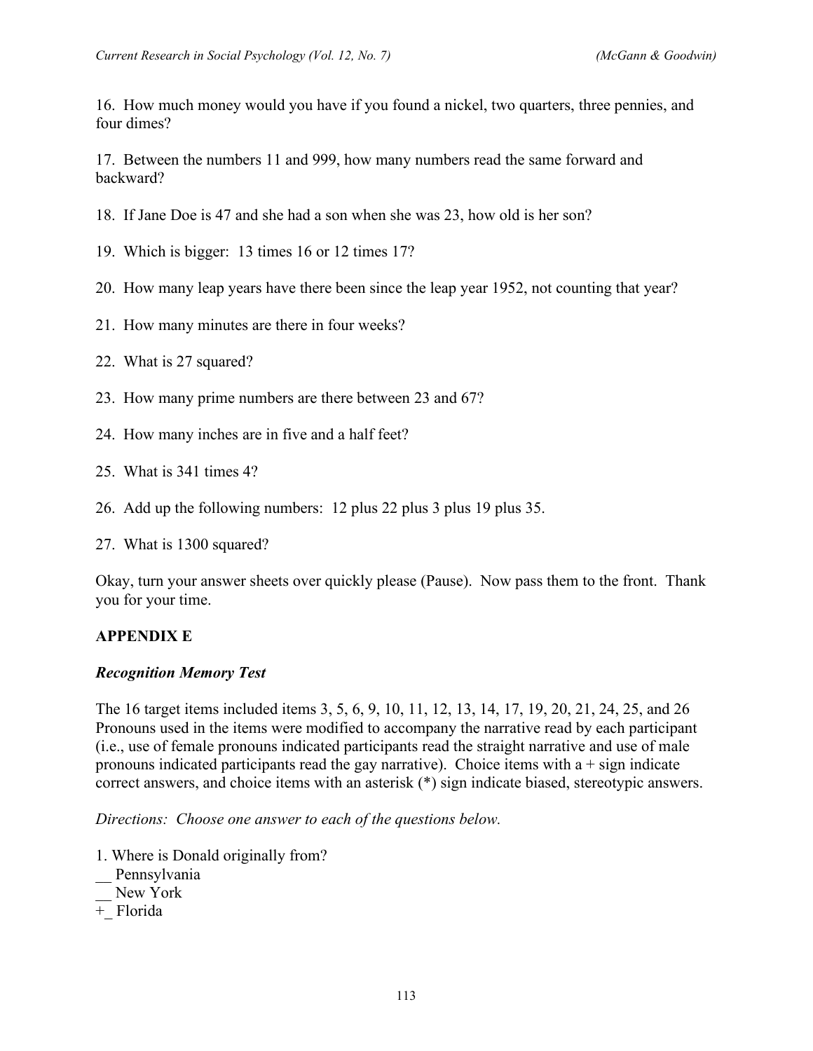16. How much money would you have if you found a nickel, two quarters, three pennies, and four dimes?

17. Between the numbers 11 and 999, how many numbers read the same forward and backward?

18. If Jane Doe is 47 and she had a son when she was 23, how old is her son?

19. Which is bigger: 13 times 16 or 12 times 17?

20. How many leap years have there been since the leap year 1952, not counting that year?

21. How many minutes are there in four weeks?

22. What is 27 squared?

23. How many prime numbers are there between 23 and 67?

24. How many inches are in five and a half feet?

25. What is 341 times 4?

26. Add up the following numbers: 12 plus 22 plus 3 plus 19 plus 35.

27. What is 1300 squared?

Okay, turn your answer sheets over quickly please (Pause). Now pass them to the front. Thank you for your time.

**APPENDIX E**

***Recognition Memory Test***

The 16 target items included items 3, 5, 6, 9, 10, 11, 12, 13, 14, 17, 19, 20, 21, 24, 25, and 26 Pronouns used in the items were modified to accompany the narrative read by each participant (i.e., use of female pronouns indicated participants read the straight narrative and use of male pronouns indicated participants read the gay narrative). Choice items with a + sign indicate correct answers, and choice items with an asterisk (*) sign indicate biased, stereotypic answers.

*Directions: Choose one answer to each of the questions below.*

1. Where is Donald originally from?
__ Pennsylvania
__ New York
+_ Florida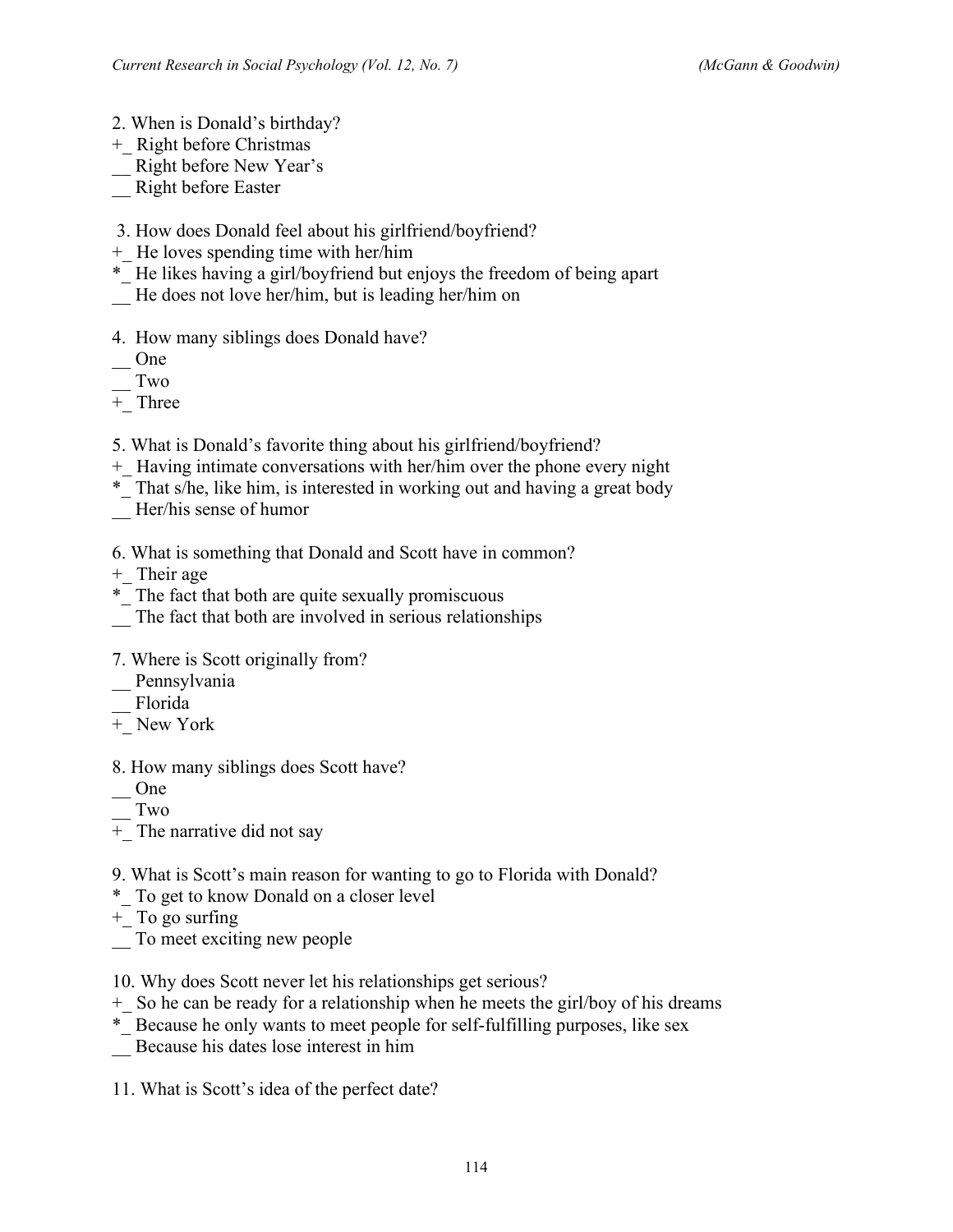2. When is Donald's birthday?
+_ Right before Christmas
__ Right before New Year's
__ Right before Easter

3. How does Donald feel about his girlfriend/boyfriend?
+_ He loves spending time with her/him
*_ He likes having a girl/boyfriend but enjoys the freedom of being apart
__ He does not love her/him, but is leading her/him on

4. How many siblings does Donald have?
__ One
__ Two
+_ Three

5. What is Donald's favorite thing about his girlfriend/boyfriend?
+_ Having intimate conversations with her/him over the phone every night
*_ That s/he, like him, is interested in working out and having a great body
__ Her/his sense of humor

6. What is something that Donald and Scott have in common?
+_ Their age
*_ The fact that both are quite sexually promiscuous
__ The fact that both are involved in serious relationships

7. Where is Scott originally from?
__ Pennsylvania
__ Florida
+_ New York

8. How many siblings does Scott have?
__ One
__ Two
+_ The narrative did not say

9. What is Scott's main reason for wanting to go to Florida with Donald?
*_ To get to know Donald on a closer level
+_ To go surfing
__ To meet exciting new people

10. Why does Scott never let his relationships get serious?
+_ So he can be ready for a relationship when he meets the girl/boy of his dreams
*_ Because he only wants to meet people for self-fulfilling purposes, like sex
__ Because his dates lose interest in him

11. What is Scott's idea of the perfect date?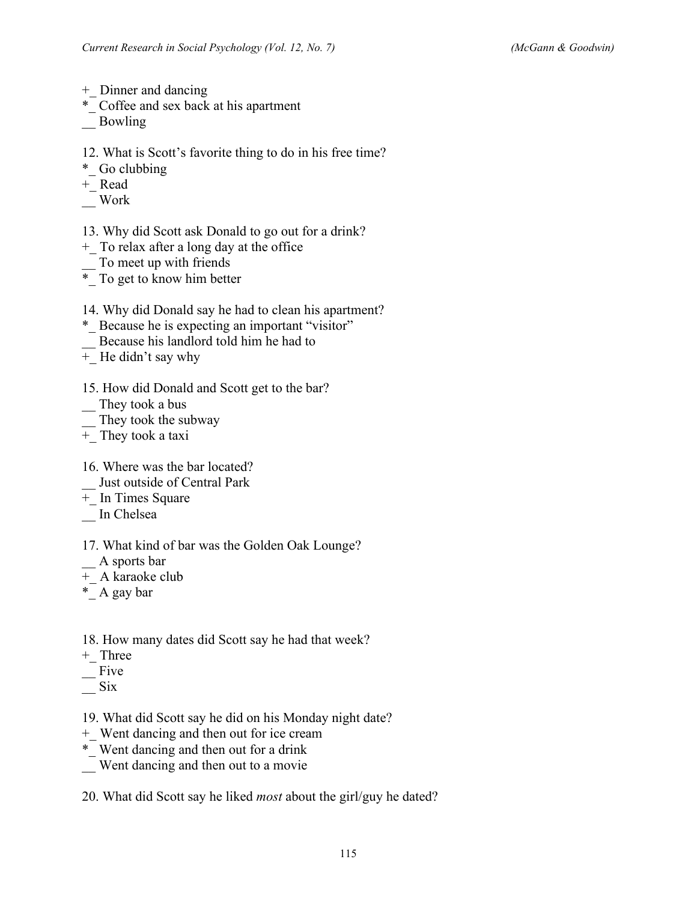+_ Dinner and dancing
*_ Coffee and sex back at his apartment
__ Bowling

12. What is Scott's favorite thing to do in his free time?
*_ Go clubbing
+_ Read
__ Work

13. Why did Scott ask Donald to go out for a drink?
+_ To relax after a long day at the office
__ To meet up with friends
*_ To get to know him better

14. Why did Donald say he had to clean his apartment?
*_ Because he is expecting an important "visitor"
__ Because his landlord told him he had to
+_ He didn't say why

15. How did Donald and Scott get to the bar?
__ They took a bus
__ They took the subway
+_ They took a taxi

16. Where was the bar located?
__ Just outside of Central Park
+_ In Times Square
__ In Chelsea

17. What kind of bar was the Golden Oak Lounge?
__ A sports bar
+_ A karaoke club
*_ A gay bar

18. How many dates did Scott say he had that week?
+_ Three
__ Five
__ Six

19. What did Scott say he did on his Monday night date?
+_ Went dancing and then out for ice cream
*_ Went dancing and then out for a drink
__ Went dancing and then out to a movie

20. What did Scott say he liked *most* about the girl/guy he dated?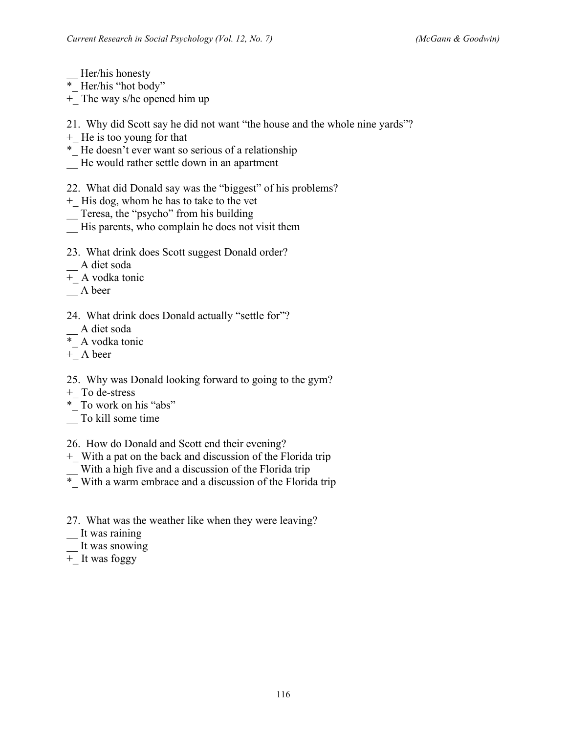__ Her/his honesty
*_ Her/his "hot body"
+_ The way s/he opened him up

21. Why did Scott say he did not want "the house and the whole nine yards"?
+_ He is too young for that
*_ He doesn't ever want so serious of a relationship
__ He would rather settle down in an apartment

22. What did Donald say was the "biggest" of his problems?
+_ His dog, whom he has to take to the vet
__ Teresa, the "psycho" from his building
__ His parents, who complain he does not visit them

23. What drink does Scott suggest Donald order?
__ A diet soda
+_ A vodka tonic
__ A beer

24. What drink does Donald actually "settle for"?
__ A diet soda
*_ A vodka tonic
+_ A beer

25. Why was Donald looking forward to going to the gym?
+_ To de-stress
*_ To work on his "abs"
__ To kill some time

26. How do Donald and Scott end their evening?
+_ With a pat on the back and discussion of the Florida trip
__ With a high five and a discussion of the Florida trip
*_ With a warm embrace and a discussion of the Florida trip

27. What was the weather like when they were leaving?
__ It was raining
__ It was snowing
+_ It was foggy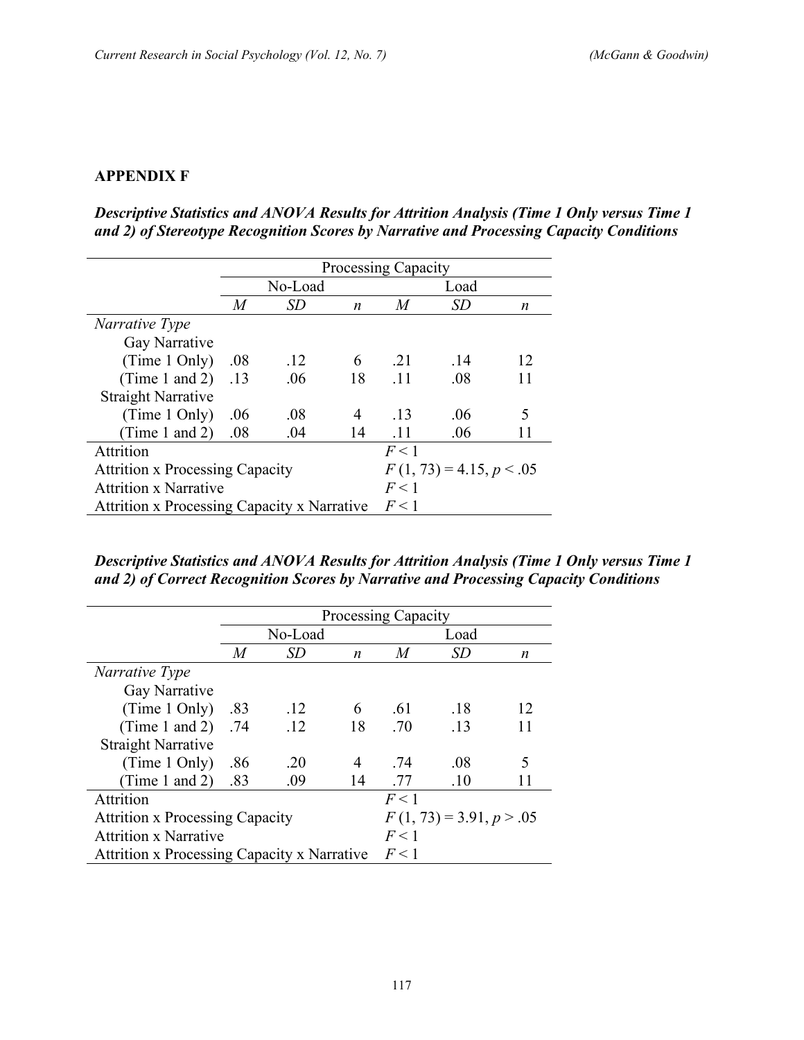## APPENDIX F

***Descriptive Statistics and ANOVA Results for Attrition Analysis (Time 1 Only versus Time 1 and 2) of Stereotype Recognition Scores by Narrative and Processing Capacity Conditions***

| | Processing Capacity | | | | | |
|---|---|---|---|---|---|---|
| | No-Load | | | Load | | |
| | *M* | *SD* | *n* | *M* | *SD* | *n* |
| *Narrative Type* | | | | | | |
| Gay Narrative | | | | | | |
| (Time 1 Only) | .08 | .12 | 6 | .21 | .14 | 12 |
| (Time 1 and 2) | .13 | .06 | 18 | .11 | .08 | 11 |
| Straight Narrative | | | | | | |
| (Time 1 Only) | .06 | .08 | 4 | .13 | .06 | 5 |
| (Time 1 and 2) | .08 | .04 | 14 | .11 | .06 | 11 |
| Attrition | | | | $F < 1$ | | |
| Attrition x Processing Capacity | | | | $F\ (1, 73) = 4.15, p < .05$ | | |
| Attrition x Narrative | | | | $F < 1$ | | |
| Attrition x Processing Capacity x Narrative | | | | $F < 1$ | | |

***Descriptive Statistics and ANOVA Results for Attrition Analysis (Time 1 Only versus Time 1 and 2) of Correct Recognition Scores by Narrative and Processing Capacity Conditions***

| | Processing Capacity | | | | | |
|---|---|---|---|---|---|---|
| | No-Load | | | Load | | |
| | *M* | *SD* | *n* | *M* | *SD* | *n* |
| *Narrative Type* | | | | | | |
| Gay Narrative | | | | | | |
| (Time 1 Only) | .83 | .12 | 6 | .61 | .18 | 12 |
| (Time 1 and 2) | .74 | .12 | 18 | .70 | .13 | 11 |
| Straight Narrative | | | | | | |
| (Time 1 Only) | .86 | .20 | 4 | .74 | .08 | 5 |
| (Time 1 and 2) | .83 | .09 | 14 | .77 | .10 | 11 |
| Attrition | | | | $F < 1$ | | |
| Attrition x Processing Capacity | | | | $F\ (1, 73) = 3.91, p > .05$ | | |
| Attrition x Narrative | | | | $F < 1$ | | |
| Attrition x Processing Capacity x Narrative | | | | $F < 1$ | | |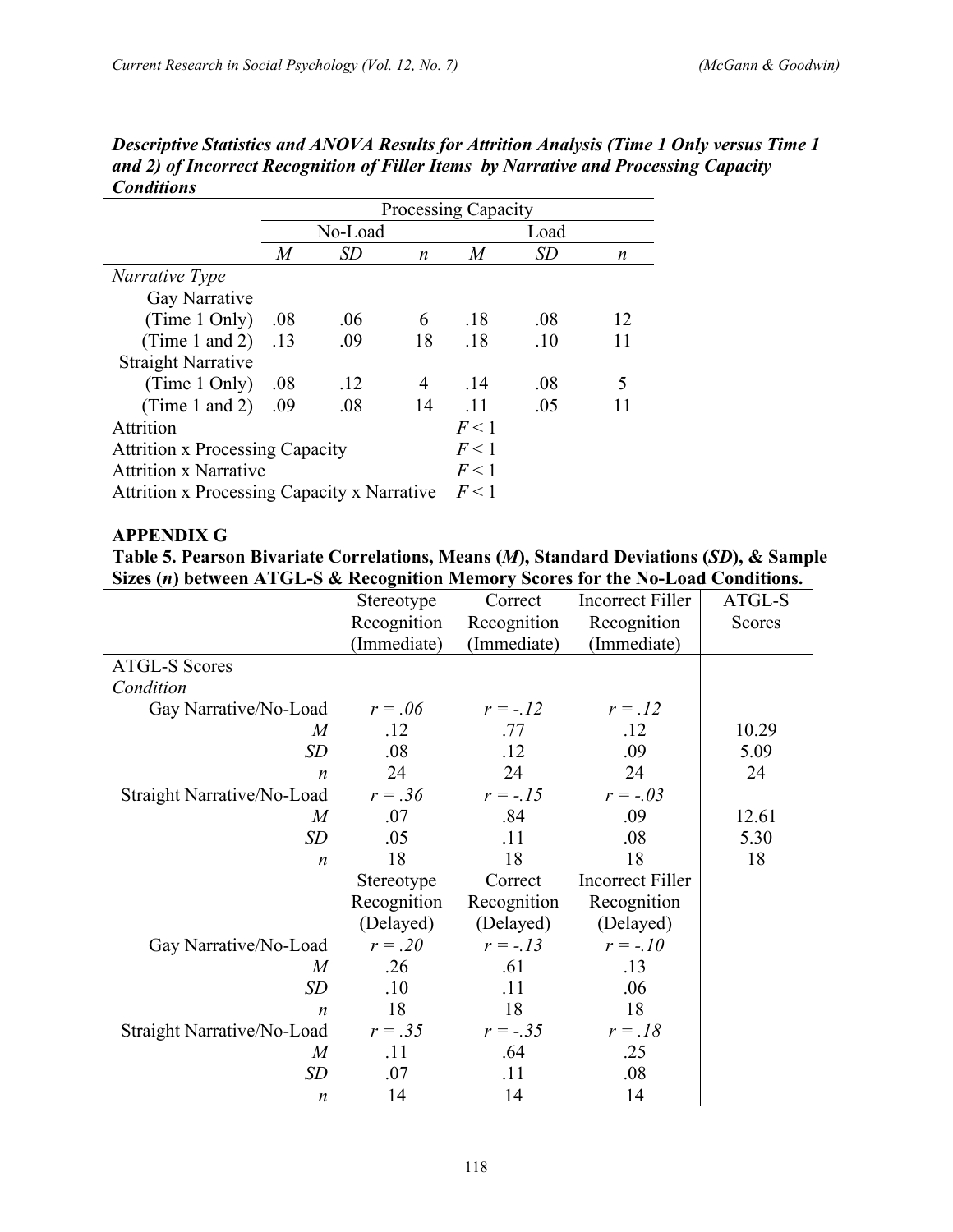***Descriptive Statistics and ANOVA Results for Attrition Analysis (Time 1 Only versus Time 1 and 2) of Incorrect Recognition of Filler Items by Narrative and Processing Capacity Conditions***

| | Processing Capacity | | | | | |
|---|---|---|---|---|---|---|
| | No-Load | | | Load | | |
| | *M* | *SD* | *n* | *M* | *SD* | *n* |
| *Narrative Type* | | | | | | |
| Gay Narrative | | | | | | |
| (Time 1 Only) | .08 | .06 | 6 | .18 | .08 | 12 |
| (Time 1 and 2) | .13 | .09 | 18 | .18 | .10 | 11 |
| Straight Narrative | | | | | | |
| (Time 1 Only) | .08 | .12 | 4 | .14 | .08 | 5 |
| (Time 1 and 2) | .09 | .08 | 14 | .11 | .05 | 11 |
| Attrition | | | | $F < 1$ | | |
| Attrition x Processing Capacity | | | | $F < 1$ | | |
| Attrition x Narrative | | | | $F < 1$ | | |
| Attrition x Processing Capacity x Narrative | | | | $F < 1$ | | |

## APPENDIX G

**Table 5. Pearson Bivariate Correlations, Means (*M*), Standard Deviations (*SD*), & Sample Sizes (*n*) between ATGL-S & Recognition Memory Scores for the No-Load Conditions.**

| | Stereotype Recognition (Immediate) | Correct Recognition (Immediate) | Incorrect Filler Recognition (Immediate) | ATGL-S Scores |
|---|---|---|---|---|
| ATGL-S Scores | | | | |
| *Condition* | | | | |
| Gay Narrative/No-Load | *r = .06* | *r = -.12* | *r = .12* | |
| *M* | .12 | .77 | .12 | 10.29 |
| *SD* | .08 | .12 | .09 | 5.09 |
| *n* | 24 | 24 | 24 | 24 |
| Straight Narrative/No-Load | *r = .36* | *r = -.15* | *r = -.03* | |
| *M* | .07 | .84 | .09 | 12.61 |
| *SD* | .05 | .11 | .08 | 5.30 |
| *n* | 18 | 18 | 18 | 18 |
| | Stereotype Recognition (Delayed) | Correct Recognition (Delayed) | Incorrect Filler Recognition (Delayed) | |
| Gay Narrative/No-Load | *r = .20* | *r = -.13* | *r = -.10* | |
| *M* | .26 | .61 | .13 | |
| *SD* | .10 | .11 | .06 | |
| *n* | 18 | 18 | 18 | |
| Straight Narrative/No-Load | *r = .35* | *r = -.35* | *r = .18* | |
| *M* | .11 | .64 | .25 | |
| *SD* | .07 | .11 | .08 | |
| *n* | 14 | 14 | 14 | |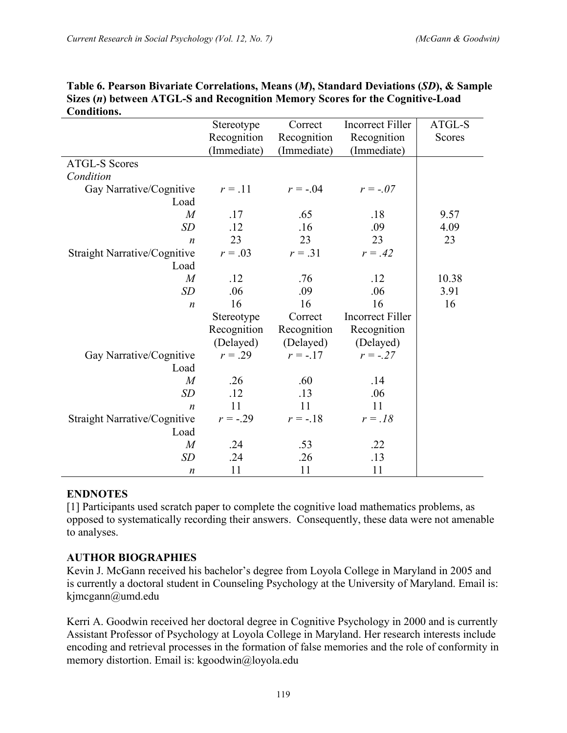**Table 6. Pearson Bivariate Correlations, Means (*M*), Standard Deviations (*SD*), & Sample Sizes (*n*) between ATGL-S and Recognition Memory Scores for the Cognitive-Load Conditions.**

| | Stereotype Recognition (Immediate) | Correct Recognition (Immediate) | Incorrect Filler Recognition (Immediate) | ATGL-S Scores |
|---|---|---|---|---|
| ATGL-S Scores | | | | |
| *Condition* | | | | |
| Gay Narrative/Cognitive Load | $r = .11$ | $r = -.04$ | $r = -.07$ | |
| *M* | .17 | .65 | .18 | 9.57 |
| *SD* | .12 | .16 | .09 | 4.09 |
| *n* | 23 | 23 | 23 | 23 |
| Straight Narrative/Cognitive Load | $r = .03$ | $r = .31$ | $r = .42$ | |
| *M* | .12 | .76 | .12 | 10.38 |
| *SD* | .06 | .09 | .06 | 3.91 |
| *n* | 16 | 16 | 16 | 16 |
| | Stereotype Recognition (Delayed) | Correct Recognition (Delayed) | Incorrect Filler Recognition (Delayed) | |
| Gay Narrative/Cognitive Load | $r = .29$ | $r = -.17$ | $r = -.27$ | |
| *M* | .26 | .60 | .14 | |
| *SD* | .12 | .13 | .06 | |
| *n* | 11 | 11 | 11 | |
| Straight Narrative/Cognitive Load | $r = -.29$ | $r = -.18$ | $r = .18$ | |
| *M* | .24 | .53 | .22 | |
| *SD* | .24 | .26 | .13 | |
| *n* | 11 | 11 | 11 | |

## ENDNOTES

[1] Participants used scratch paper to complete the cognitive load mathematics problems, as opposed to systematically recording their answers. Consequently, these data were not amenable to analyses.

## AUTHOR BIOGRAPHIES

Kevin J. McGann received his bachelor's degree from Loyola College in Maryland in 2005 and is currently a doctoral student in Counseling Psychology at the University of Maryland. Email is: kjmcgann@umd.edu

Kerri A. Goodwin received her doctoral degree in Cognitive Psychology in 2000 and is currently Assistant Professor of Psychology at Loyola College in Maryland. Her research interests include encoding and retrieval processes in the formation of false memories and the role of conformity in memory distortion. Email is: kgoodwin@loyola.edu